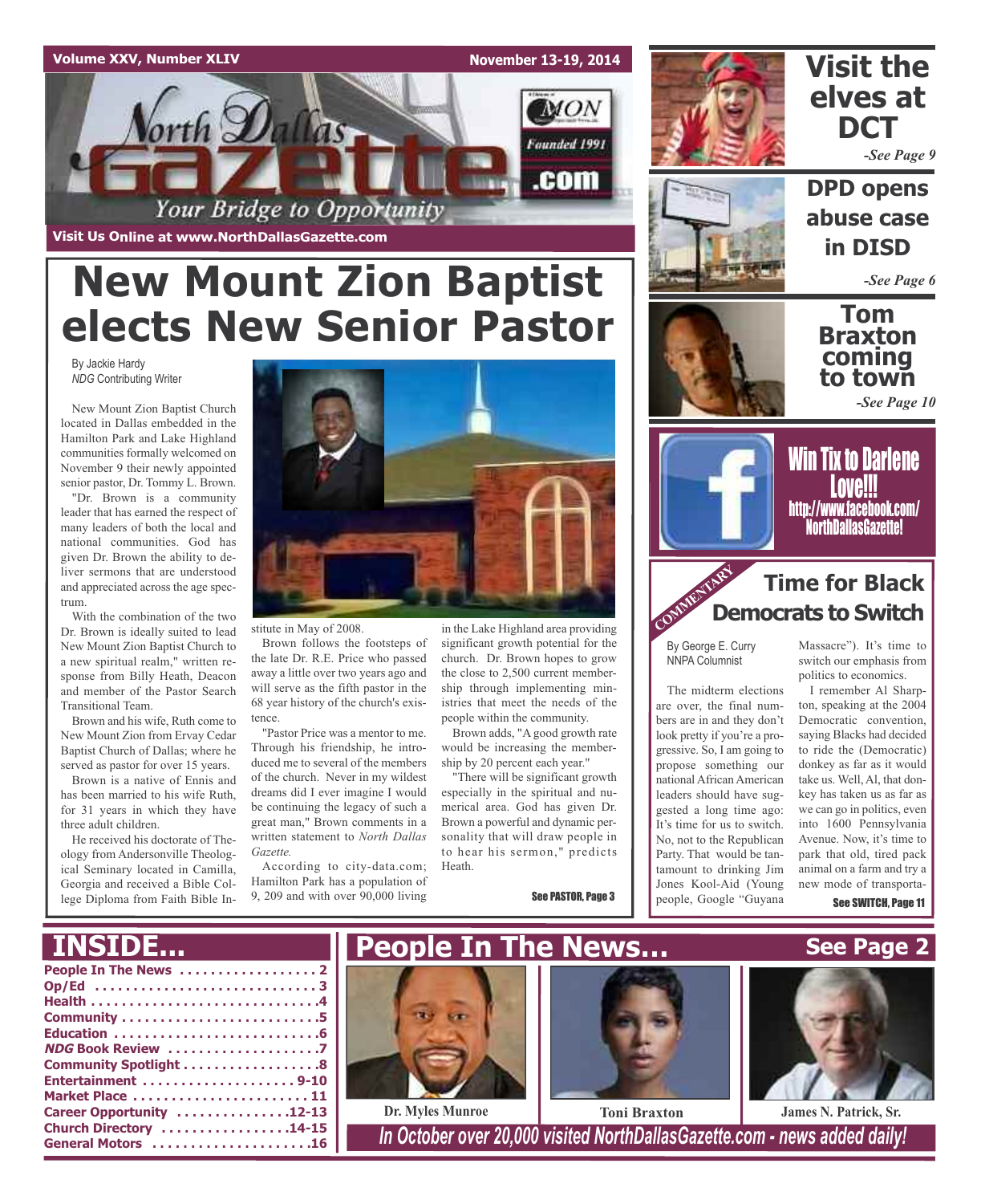Volume XXV, Number XLIV

November 13-19, 2014

# North Dallas Gazette

MON Founded 1991 .com

*Your Bridge to Opportunity*

Visit Us Online at www.NorthDallasGazette.com

# New Mount Zion Baptist elects New Senior Pastor

By Jackie Hardy
*NDG* Contributing Writer

New Mount Zion Baptist Church located in Dallas embedded in the Hamilton Park and Lake Highland communities formally welcomed on November 9 their newly appointed senior pastor, Dr. Tommy L. Brown.

"Dr. Brown is a community leader that has earned the respect of many leaders of both the local and national communities. God has given Dr. Brown the ability to deliver sermons that are understood and appreciated across the age spectrum.

With the combination of the two Dr. Brown is ideally suited to lead New Mount Zion Baptist Church to a new spiritual realm," written response from Billy Heath, Deacon and member of the Pastor Search Transitional Team.

Brown and his wife, Ruth come to New Mount Zion from Ervay Cedar Baptist Church of Dallas; where he served as pastor for over 15 years.

Brown is a native of Ennis and has been married to his wife Ruth, for 31 years in which they have three adult children.

He received his doctorate of Theology from Andersonville Theological Seminary located in Camilla, Georgia and received a Bible College Diploma from Faith Bible Institute in May of 2008.

Brown follows the footsteps of the late Dr. R.E. Price who passed away a little over two years ago and will serve as the fifth pastor in the 68 year history of the church's existence.

"Pastor Price was a mentor to me. Through his friendship, he introduced me to several of the members of the church. Never in my wildest dreams did I ever imagine I would be continuing the legacy of such a great man," Brown comments in a written statement to *North Dallas Gazette.*

According to city-data.com; Hamilton Park has a population of 9, 209 and with over 90,000 living in the Lake Highland area providing significant growth potential for the church. Dr. Brown hopes to grow the close to 2,500 current membership through implementing ministries that meet the needs of the people within the community.

Brown adds, "A good growth rate would be increasing the membership by 20 percent each year."

"There will be significant growth especially in the spiritual and numerical area. God has given Dr. Brown a powerful and dynamic personality that will draw people in to hear his sermon," predicts Heath.

See PASTOR, Page 3

## Visit the elves at DCT

*-See Page 9*

## DPD opens abuse case in DISD

*-See Page 6*

## Tom Braxton coming to town

*-See Page 10*

## Win Tix to Darlene Love!!!

http://www.facebook.com/NorthDallasGazette!

COMMENTARY

## Time for Black Democrats to Switch

By George E. Curry
NNPA Columnist

The midterm elections are over, the final numbers are in and they don't look pretty if you're a progressive. So, I am going to propose something our national African American leaders should have suggested a long time ago: It's time for us to switch. No, not to the Republican Party. That would be tantamount to drinking Jim Jones Kool-Aid (Young people, Google "Guyana Massacre"). It's time to switch our emphasis from politics to economics.

I remember Al Sharpton, speaking at the 2004 Democratic convention, saying Blacks had decided to ride the (Democratic) donkey as far as it would take us. Well, Al, that donkey has taken us as far as we can go in politics, even into 1600 Pennsylvania Avenue. Now, it's time to park that old, tired pack animal on a farm and try a new mode of transporta-

See SWITCH, Page 11

## INSIDE...

- People In The News . . . . . . . . . . . . . . . . . 2
- Op/Ed . . . . . . . . . . . . . . . . . . . . . . . . . . . . 3
- Health . . . . . . . . . . . . . . . . . . . . . . . . . . . . 4
- Community . . . . . . . . . . . . . . . . . . . . . . . . 5
- Education . . . . . . . . . . . . . . . . . . . . . . . . . 6
- *NDG* Book Review . . . . . . . . . . . . . . . . . . 7
- Community Spotlight . . . . . . . . . . . . . . . . 8
- Entertainment . . . . . . . . . . . . . . . . . . . 9-10
- Market Place . . . . . . . . . . . . . . . . . . . . . . 11
- Career Opportunity . . . . . . . . . . . . . . .12-13
- Church Directory . . . . . . . . . . . . . . . . .14-15
- General Motors . . . . . . . . . . . . . . . . . . . . .16

## People In The News...

See Page 2

Dr. Myles Munroe | Toni Braxton | James N. Patrick, Sr.

*In October over 20,000 visited NorthDallasGazette.com - news added daily!*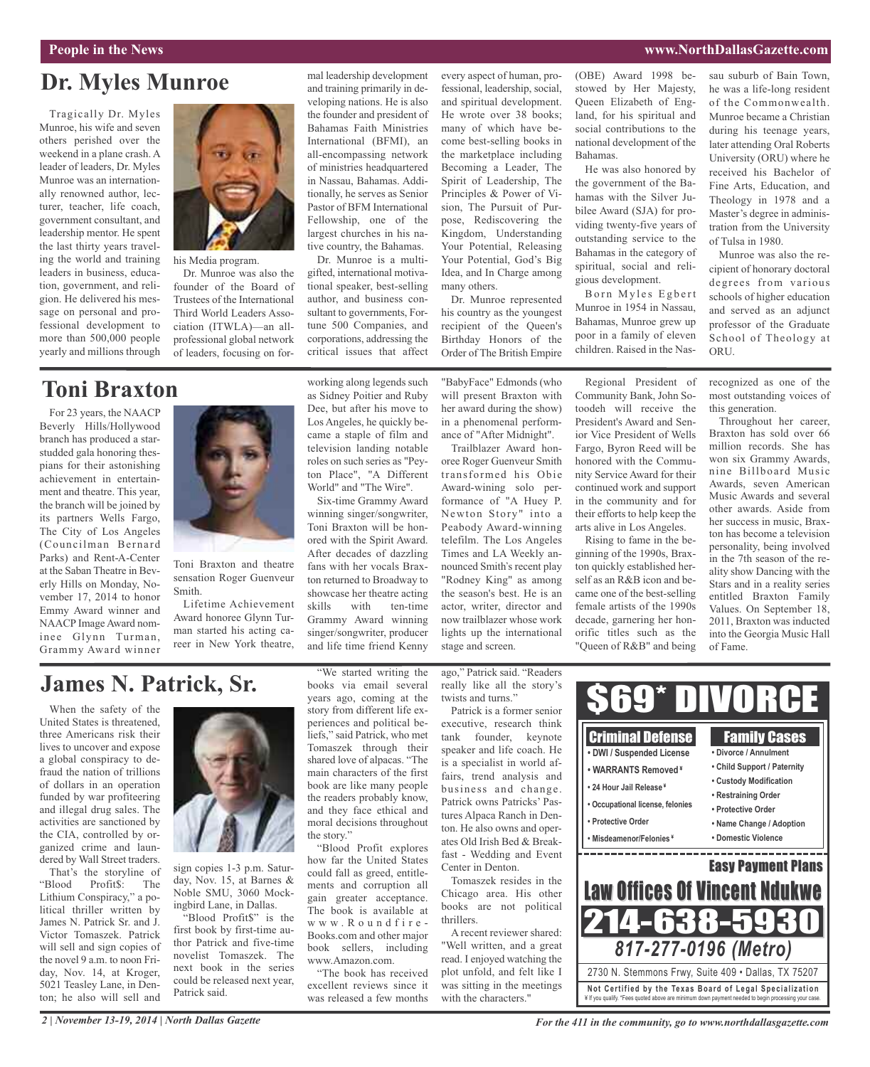# Dr. Myles Munroe

Tragically Dr. Myles Munroe, his wife and seven others perished over the weekend in a plane crash. A leader of leaders, Dr. Myles Munroe was an internationally renowned author, lecturer, teacher, life coach, government consultant, and leadership mentor. He spent the last thirty years traveling the world and training leaders in business, education, government, and religion. He delivered his message on personal and professional development to more than 500,000 people yearly and millions through his Media program.

Dr. Munroe was also the founder of the Board of Trustees of the International Third World Leaders Association (ITWLA)—an all-professional global network of leaders, focusing on formal leadership development and training primarily in developing nations. He is also the founder and president of Bahamas Faith Ministries International (BFMI), an all-encompassing network of ministries headquartered in Nassau, Bahamas. Additionally, he serves as Senior Pastor of BFM International Fellowship, one of the largest churches in his native country, the Bahamas.

Dr. Munroe is a multi-gifted, international motivational speaker, best-selling author, and business consultant to governments, Fortune 500 Companies, and corporations, addressing the critical issues that affect every aspect of human, professional, leadership, social, and spiritual development. He wrote over 38 books; many of which have become best-selling books in the marketplace including Becoming a Leader, The Spirit of Leadership, The Principles & Power of Vision, The Pursuit of Purpose, Rediscovering the Kingdom, Understanding Your Potential, Releasing Your Potential, God's Big Idea, and In Charge among many others.

Dr. Munroe represented his country as the youngest recipient of the Queen's Birthday Honors of the Order of The British Empire (OBE) Award 1998 bestowed by Her Majesty, Queen Elizabeth of England, for his spiritual and social contributions to the national development of the Bahamas.

He was also honored by the government of the Bahamas with the Silver Jubilee Award (SJA) for providing twenty-five years of outstanding service to the Bahamas in the category of spiritual, social and religious development.

Born Myles Egbert Munroe in 1954 in Nassau, Bahamas, Munroe grew up poor in a family of eleven children. Raised in the Nassau suburb of Bain Town, he was a life-long resident of the Commonwealth. Munroe became a Christian during his teenage years, later attending Oral Roberts University (ORU) where he received his Bachelor of Fine Arts, Education, and Theology in 1978 and a Master's degree in administration from the University of Tulsa in 1980.

Munroe was also the recipient of honorary doctoral degrees from various schools of higher education and served as an adjunct professor of the Graduate School of Theology at ORU.

# Toni Braxton

For 23 years, the NAACP Beverly Hills/Hollywood branch has produced a star-studded gala honoring thespians for their astonishing achievement in entertainment and theatre. This year, the branch will be joined by its partners Wells Fargo, The City of Los Angeles (Councilman Bernard Parks) and Rent-A-Center at the Saban Theatre in Beverly Hills on Monday, November 17, 2014 to honor Emmy Award winner and NAACP Image Award nominee Glynn Turman, Grammy Award winner Toni Braxton and theatre sensation Roger Guenveur Smith.

Lifetime Achievement Award honoree Glynn Turman started his acting career in New York theatre, working along legends such as Sidney Poitier and Ruby Dee, but after his move to Los Angeles, he quickly became a staple of film and television landing notable roles on such series as "Peyton Place", "A Different World" and "The Wire".

Six-time Grammy Award winning singer/songwriter, Toni Braxton will be honored with the Spirit Award. After decades of dazzling fans with her vocals Braxton returned to Broadway to showcase her theatre acting skills with ten-time Grammy Award winning singer/songwriter, producer and life time friend Kenny "BabyFace" Edmonds (who will present Braxton with her award during the show) in a phenomenal performance of "After Midnight".

Trailblazer Award honoree Roger Guenveur Smith transformed his Obie Award-wining solo performance of "A Huey P. Newton Story" into a Peabody Award-winning telefilm. The Los Angeles Times and LA Weekly announced Smith's recent play "Rodney King" as among the season's best. He is an actor, writer, director and now trailblazer whose work lights up the international stage and screen.

Regional President of Community Bank, John Sotoodeh will receive the President's Award and Senior Vice President of Wells Fargo, Byron Reed will be honored with the Community Service Award for their continued work and support in the community and for their efforts to help keep the arts alive in Los Angeles.

Rising to fame in the beginning of the 1990s, Braxton quickly established herself as an R&B icon and became one of the best-selling female artists of the 1990s decade, garnering her honorific titles such as the "Queen of R&B" and being recognized as one of the most outstanding voices of this generation.

Throughout her career, Braxton has sold over 66 million records. She has won six Grammy Awards, nine Billboard Music Awards, seven American Music Awards and several other awards. Aside from her success in music, Braxton has become a television personality, being involved in the 7th season of the reality show Dancing with the Stars and in a reality series entitled Braxton Family Values. On September 18, 2011, Braxton was inducted into the Georgia Music Hall of Fame.

# James N. Patrick, Sr.

When the safety of the United States is threatened, three Americans risk their lives to uncover and expose a global conspiracy to defraud the nation of trillions of dollars in an operation funded by war profiteering and illegal drug sales. The activities are sanctioned by the CIA, controlled by organized crime and laundered by Wall Street traders.

That's the storyline of "Blood Profit$: The Lithium Conspiracy," a political thriller written by James N. Patrick Sr. and J. Victor Tomaszek. Patrick will sell and sign copies of the novel 9 a.m. to noon Friday, Nov. 14, at Kroger, 5021 Teasley Lane, in Denton; he also will sell and sign copies 1-3 p.m. Saturday, Nov. 15, at Barnes & Noble SMU, 3060 Mockingbird Lane, in Dallas.

"Blood Profit$" is the first book by first-time author Patrick and five-time novelist Tomaszek. The next book in the series could be released next year, Patrick said.

"We started writing the books via email several years ago, coming at the story from different life experiences and political beliefs," said Patrick, who met Tomaszek through their shared love of alpacas. "The main characters of the first book are like many people the readers probably know, and they face ethical and moral decisions throughout the story."

"Blood Profit explores how far the United States could fall as greed, entitlements and corruption all gain greater acceptance. The book is available at www.Roundfire-Books.com and other major book sellers, including www.Amazon.com.

"The book has received excellent reviews since it was released a few months ago," Patrick said. "Readers really like all the story's twists and turns."

Patrick is a former senior executive, research think tank founder, keynote speaker and life coach. He is a specialist in world affairs, trend analysis and business and change. Patrick owns Patricks' Pastures Alpaca Ranch in Denton. He also owns and operates Old Irish Bed & Breakfast - Wedding and Event Center in Denton.

Tomaszek resides in the Chicago area. His other books are not political thrillers.

A recent reviewer shared: "Well written, and a great read. I enjoyed watching the plot unfold, and felt like I was sitting in the meetings with the characters."

---

**$69* DIVORCE**

**Criminal Defense**
- DWI / Suspended License
- WARRANTS Removed ¥
- 24 Hour Jail Release ¥
- Occupational license, felonies
- Protective Order
- Misdeamenor/Felonies ¥

**Family Cases**
- Divorce / Annulment
- Child Support / Paternity
- Custody Modification
- Restraining Order
- Protective Order
- Name Change / Adoption
- Domestic Violence

**Easy Payment Plans**

**Law Offices Of Vincent Ndukwe**

**214-638-5930**

*817-277-0196 (Metro)*

2730 N. Stemmons Frwy, Suite 409 • Dallas, TX 75207

Not Certified by the Texas Board of Legal Specialization
¥ If you qualify. *Fees quoted above are minimum down payment needed to begin processing your case.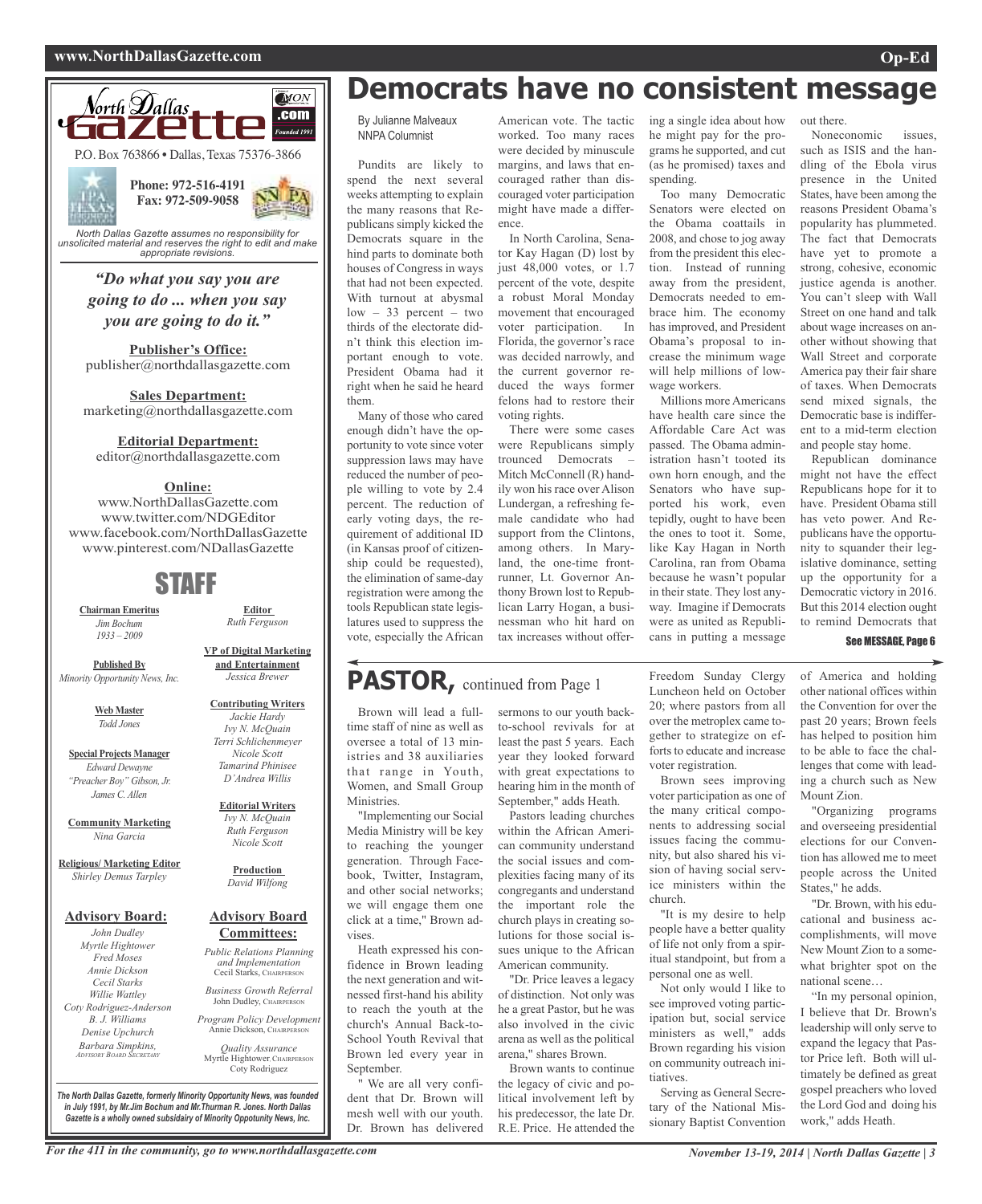North Dallas Gazette

P.O. Box 763866 • Dallas, Texas 75376-3866

**Phone: 972-516-4191**
**Fax: 972-509-9058**

*North Dallas Gazette assumes no responsibility for unsolicited material and reserves the right to edit and make appropriate revisions.*

***"Do what you say you are going to do ... when you say you are going to do it."***

**Publisher's Office:**
publisher@northdallasgazette.com

**Sales Department:**
marketing@northdallasgazette.com

**Editorial Department:**
editor@northdallasgazette.com

**Online:**
www.NorthDallasGazette.com
www.twitter.com/NDGEditor
www.facebook.com/NorthDallasGazette
www.pinterest.com/NDallasGazette

## STAFF

**Chairman Emeritus**
*Jim Bochum*
*1933 – 2009*

**Published By**
*Minority Opportunity News, Inc.*

**Web Master**
*Todd Jones*

**Special Projects Manager**
*Edward Dewayne "Preacher Boy" Gibson, Jr.*
*James C. Allen*

**Community Marketing**
*Nina Garcia*

**Religious/ Marketing Editor**
*Shirley Demus Tarpley*

**Editor**
*Ruth Ferguson*

**VP of Digital Marketing and Entertainment**
*Jessica Brewer*

**Contributing Writers**
*Jackie Hardy*
*Ivy N. McQuain*
*Terri Schlichenmeyer*
*Nicole Scott*
*Tamarind Phinisee*
*D'Andrea Willis*

**Editorial Writers**
*Ivy N. McQuain*
*Ruth Ferguson*
*Nicole Scott*

**Production**
*David Wilfong*

**Advisory Board:**
*John Dudley*
*Myrtle Hightower*
*Fred Moses*
*Annie Dickson*
*Cecil Starks*
*Willie Wattley*
*Coty Rodriguez-Anderson*
*B. J. Williams*
*Denise Upchurch*
*Barbara Simpkins, Advisory Board Secretary*

**Advisory Board Committees:**
*Public Relations Planning and Implementation*
Cecil Starks, Chairperson
*Business Growth Referral*
John Dudley, Chairperson
*Program Policy Development*
Annie Dickson, Chairperson
*Quality Assurance*
Myrtle Hightower, Chairperson
Coty Rodriguez

***The North Dallas Gazette, formerly Minority Opportunity News, was founded in July 1991, by Mr.Jim Bochum and Mr.Thurman R. Jones. North Dallas Gazette is a wholly owned subsidairy of Minority Oppotunity News, Inc.***

# Democrats have no consistent message

By Julianne Malveaux
NNPA Columnist

Pundits are likely to spend the next several weeks attempting to explain the many reasons that Republicans simply kicked the Democrats square in the hind parts to dominate both houses of Congress in ways that had not been expected. With turnout at abysmal low – 33 percent – two thirds of the electorate didn't think this election important enough to vote. President Obama had it right when he said he heard them.

Many of those who cared enough didn't have the opportunity to vote since voter suppression laws may have reduced the number of people willing to vote by 2.4 percent. The reduction of early voting days, the requirement of additional ID (in Kansas proof of citizenship could be requested), the elimination of same-day registration were among the tools Republican state legislatures used to suppress the vote, especially the African American vote. The tactic worked. Too many races were decided by minuscule margins, and laws that encouraged rather than discouraged voter participation might have made a difference.

In North Carolina, Senator Kay Hagan (D) lost by just 48,000 votes, or 1.7 percent of the vote, despite a robust Moral Monday movement that encouraged voter participation. In Florida, the governor's race was decided narrowly, and the current governor reduced the ways former felons had to restore their voting rights.

There were some cases were Republicans simply trounced Democrats – Mitch McConnell (R) handily won his race over Alison Lundergan, a refreshing female candidate who had support from the Clintons, among others. In Maryland, the one-time front-runner, Lt. Governor Anthony Brown lost to Republican Larry Hogan, a businessman who hit hard on tax increases without offering a single idea about how he might pay for the programs he supported, and cut (as he promised) taxes and spending.

Too many Democratic Senators were elected on the Obama coattails in 2008, and chose to jog away from the president this election. Instead of running away from the president, Democrats needed to embrace him. The economy has improved, and President Obama's proposal to increase the minimum wage will help millions of low-wage workers.

Millions more Americans have health care since the Affordable Care Act was passed. The Obama administration hasn't tooted its own horn enough, and the Senators who have supported his work, even tepidly, ought to have been the ones to toot it. Some, like Kay Hagan in North Carolina, ran from Obama because he wasn't popular in their state. They lost anyway. Imagine if Democrats were as united as Republicans in putting a message out there.

Noneconomic issues, such as ISIS and the handling of the Ebola virus presence in the United States, have been among the reasons President Obama's popularity has plummeted. The fact that Democrats have yet to promote a strong, cohesive, economic justice agenda is another. You can't sleep with Wall Street on one hand and talk about wage increases on another without showing that Wall Street and corporate America pay their fair share of taxes. When Democrats send mixed signals, the Democratic base is indifferent to a mid-term election and people stay home.

Republican dominance might not have the effect Republicans hope for it to have. President Obama still has veto power. And Republicans have the opportunity to squander their legislative dominance, setting up the opportunity for a Democratic victory in 2016. But this 2014 election ought to remind Democrats that

See MESSAGE, Page 6

## PASTOR, continued from Page 1

Brown will lead a full-time staff of nine as well as oversee a total of 13 ministries and 38 auxiliaries that range in Youth, Women, and Small Group Ministries.

"Implementing our Social Media Ministry will be key to reaching the younger generation. Through Facebook, Twitter, Instagram, and other social networks; we will engage them one click at a time," Brown advises.

Heath expressed his confidence in Brown leading the next generation and witnessed first-hand his ability to reach the youth at the church's Annual Back-to-School Youth Revival that Brown led every year in September.

" We are all very confident that Dr. Brown will mesh well with our youth. Dr. Brown has delivered sermons to our youth back-to-school revivals for at least the past 5 years. Each year they looked forward with great expectations to hearing him in the month of September," adds Heath.

Pastors leading churches within the African American community understand the social issues and complexities facing many of its congregants and understand the important role the church plays in creating solutions for those social issues unique to the African American community.

"Dr. Price leaves a legacy of distinction. Not only was he a great Pastor, but he was also involved in the civic arena as well as the political arena," shares Brown.

Brown wants to continue the legacy of civic and political involvement left by his predecessor, the late Dr. R.E. Price. He attended the Freedom Sunday Clergy Luncheon held on October 20; where pastors from all over the metroplex came together to strategize on efforts to educate and increase voter registration.

Brown sees improving voter participation as one of the many critical components to addressing social issues facing the community, but also shared his vision of having social service ministers within the church.

"It is my desire to help people have a better quality of life not only from a spiritual standpoint, but from a personal one as well.

Not only would I like to see improved voting participation but, social service ministers as well," adds Brown regarding his vision on community outreach initiatives.

Serving as General Secretary of the National Missionary Baptist Convention of America and holding other national offices within the Convention for over the past 20 years; Brown feels has helped to position him to be able to face the challenges that come with leading a church such as New Mount Zion.

"Organizing programs and overseeing presidential elections for our Convention has allowed me to meet people across the United States," he adds.

"Dr. Brown, with his educational and business accomplishments, will move New Mount Zion to a somewhat brighter spot on the national scene…

"In my personal opinion, I believe that Dr. Brown's leadership will only serve to expand the legacy that Pastor Price left. Both will ultimately be defined as great gospel preachers who loved the Lord God and doing his work," adds Heath.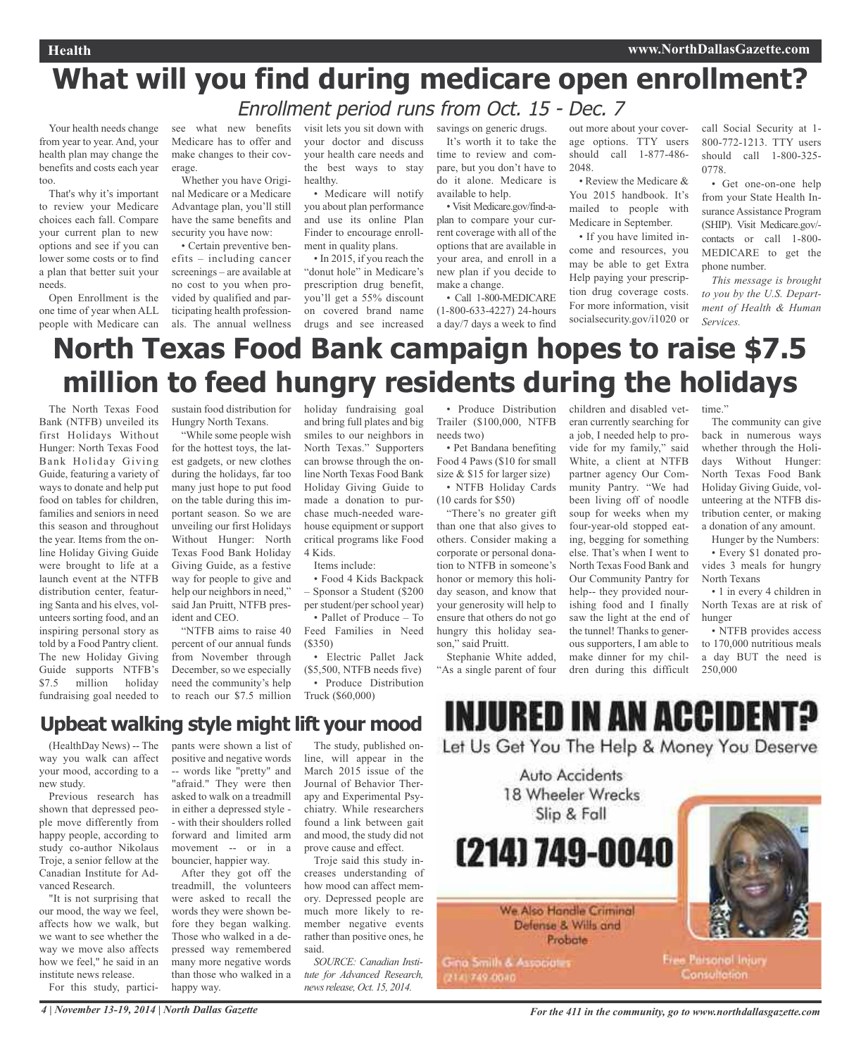# What will you find during medicare open enrollment?

*Enrollment period runs from Oct. 15 - Dec. 7*

Your health needs change from year to year. And, your health plan may change the benefits and costs each year too.

That's why it's important to review your Medicare choices each fall. Compare your current plan to new options and see if you can lower some costs or to find a plan that better suit your needs.

Open Enrollment is the one time of year when ALL people with Medicare can see what new benefits Medicare has to offer and make changes to their coverage.

Whether you have Original Medicare or a Medicare Advantage plan, you'll still have the same benefits and security you have now:

• Certain preventive benefits – including cancer screenings – are available at no cost to you when provided by qualified and participating health professionals. The annual wellness visit lets you sit down with your doctor and discuss your health care needs and the best ways to stay healthy.

• Medicare will notify you about plan performance and use its online Plan Finder to encourage enrollment in quality plans.

• In 2015, if you reach the "donut hole" in Medicare's prescription drug benefit, you'll get a 55% discount on covered brand name drugs and see increased savings on generic drugs.

It's worth it to take the time to review and compare, but you don't have to do it alone. Medicare is available to help.

• Visit Medicare.gov/find-a-plan to compare your current coverage with all of the options that are available in your area, and enroll in a new plan if you decide to make a change.

• Call 1-800-MEDICARE (1-800-633-4227) 24-hours a day/7 days a week to find out more about your coverage options. TTY users should call 1-877-486-2048.

• Review the Medicare & You 2015 handbook. It's mailed to people with Medicare in September.

• If you have limited income and resources, you may be able to get Extra Help paying your prescription drug coverage costs. For more information, visit socialsecurity.gov/i1020 or call Social Security at 1-800-772-1213. TTY users should call 1-800-325-0778.

• Get one-on-one help from your State Health Insurance Assistance Program (SHIP). Visit Medicare.gov/contacts or call 1-800-MEDICARE to get the phone number.

*This message is brought to you by the U.S. Department of Health & Human Services.*

# North Texas Food Bank campaign hopes to raise $7.5 million to feed hungry residents during the holidays

The North Texas Food Bank (NTFB) unveiled its first Holidays Without Hunger: North Texas Food Bank Holiday Giving Guide, featuring a variety of ways to donate and help put food on tables for children, families and seniors in need this season and throughout the year. Items from the online Holiday Giving Guide were brought to life at a launch event at the NTFB distribution center, featuring Santa and his elves, volunteers sorting food, and an inspiring personal story as told by a Food Pantry client. The new Holiday Giving Guide supports NTFB's $7.5 million holiday fundraising goal needed to sustain food distribution for Hungry North Texans.

"While some people wish for the hottest toys, the latest gadgets, or new clothes during the holidays, far too many just hope to put food on the table during this important season. So we are unveiling our first Holidays Without Hunger: North Texas Food Bank Holiday Giving Guide, as a festive way for people to give and help our neighbors in need," said Jan Pruitt, NTFB president and CEO.

"NTFB aims to raise 40 percent of our annual funds from November through December, so we especially need the community's help to reach our $7.5 million holiday fundraising goal and bring full plates and big smiles to our neighbors in North Texas." Supporters can browse through the online North Texas Food Bank Holiday Giving Guide to made a donation to purchase much-needed warehouse equipment or support critical programs like Food 4 Kids.

Items include:

• Food 4 Kids Backpack – Sponsor a Student ($200 per student/per school year)

• Pallet of Produce – To Feed Families in Need ($350)

• Electric Pallet Jack ($5,500, NTFB needs five)

• Produce Distribution Truck ($60,000)

• Produce Distribution Trailer ($100,000, NTFB needs two)

• Pet Bandana benefiting Food 4 Paws ($10 for small size & $15 for larger size)

• NTFB Holiday Cards (10 cards for $50)

"There's no greater gift than one that also gives to others. Consider making a corporate or personal donation to NTFB in someone's honor or memory this holiday season, and know that your generosity will help to ensure that others do not go hungry this holiday season," said Pruitt.

Stephanie White added, "As a single parent of four children and disabled veteran currently searching for a job, I needed help to provide for my family," said White, a client at NTFB partner agency Our Community Pantry. "We had been living off of noodle soup for weeks when my four-year-old stopped eating, begging for something else. That's when I went to North Texas Food Bank and Our Community Pantry for help-- they provided nourishing food and I finally saw the light at the end of the tunnel! Thanks to generous supporters, I am able to make dinner for my children during this difficult time."

The community can give back in numerous ways whether through the Holidays Without Hunger: North Texas Food Bank Holiday Giving Guide, volunteering at the NTFB distribution center, or making a donation of any amount.

Hunger by the Numbers:

• Every $1 donated provides 3 meals for hungry North Texans

• 1 in every 4 children in North Texas are at risk of hunger

• NTFB provides access to 170,000 nutritious meals a day BUT the need is 250,000

## Upbeat walking style might lift your mood

(HealthDay News) -- The way you walk can affect your mood, according to a new study.

Previous research has shown that depressed people move differently from happy people, according to study co-author Nikolaus Troje, a senior fellow at the Canadian Institute for Advanced Research.

"It is not surprising that our mood, the way we feel, affects how we walk, but we want to see whether the way we move also affects how we feel," he said in an institute news release.

For this study, participants were shown a list of positive and negative words -- words like "pretty" and "afraid." They were then asked to walk on a treadmill in either a depressed style -- with their shoulders rolled forward and limited arm movement -- or in a bouncier, happier way.

After they got off the treadmill, the volunteers were asked to recall the words they were shown before they began walking. Those who walked in a depressed way remembered many more negative words than those who walked in a happy way.

The study, published online, will appear in the March 2015 issue of the Journal of Behavior Therapy and Experimental Psychiatry. While researchers found a link between gait and mood, the study did not prove cause and effect.

Troje said this study increases understanding of how mood can affect memory. Depressed people are much more likely to remember negative events rather than positive ones, he said.

*SOURCE: Canadian Institute for Advanced Research, news release, Oct. 15, 2014.*

**INJURED IN AN ACCIDENT?**

Let Us Get You The Help & Money You Deserve

Auto Accidents
18 Wheeler Wrecks
Slip & Fall

**(214) 749-0040**

We Also Handle Criminal Defense & Wills and Probate

Gina Smith & Associates
(214) 749-0040

Free Personal Injury Consultation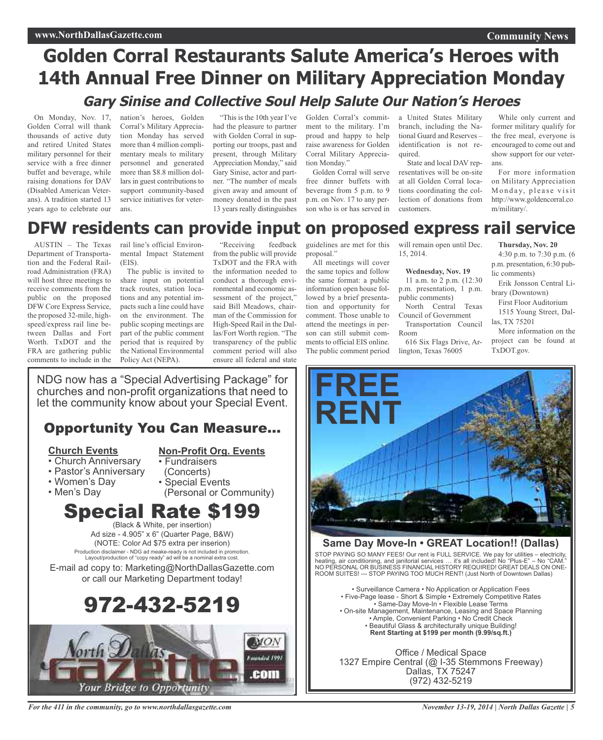# Golden Corral Restaurants Salute America's Heroes with 14th Annual Free Dinner on Military Appreciation Monday

## *Gary Sinise and Collective Soul Help Salute Our Nation's Heroes*

On Monday, Nov. 17, Golden Corral will thank thousands of active duty and retired United States military personnel for their service with a free dinner buffet and beverage, while raising donations for DAV (Disabled American Veterans). A tradition started 13 years ago to celebrate our nation's heroes, Golden Corral's Military Appreciation Monday has served more than 4 million complimentary meals to military personnel and generated more than $8.8 million dollars in guest contributions to support community-based service initiatives for veterans.

"This is the 10th year I've had the pleasure to partner with Golden Corral in supporting our troops, past and present, through Military Appreciation Monday," said Gary Sinise, actor and partner. "The number of meals given away and amount of money donated in the past 13 years really distinguishes Golden Corral's commitment to the military. I'm proud and happy to help raise awareness for Golden Corral Military Appreciation Monday."

Golden Corral will serve free dinner buffets with beverage from 5 p.m. to 9 p.m. on Nov. 17 to any person who is or has served in a United States Military branch, including the National Guard and Reserves – identification is not required.

State and local DAV representatives will be on-site at all Golden Corral locations coordinating the collection of donations from customers.

While only current and former military qualify for the free meal, everyone is encouraged to come out and show support for our veterans.

For more information on Military Appreciation Monday, please visit http://www.goldencorral.com/military/.

# DFW residents can provide input on proposed express rail service

AUSTIN – The Texas Department of Transportation and the Federal Railroad Administration (FRA) will host three meetings to receive comments from the public on the proposed DFW Core Express Service, the proposed 32-mile, high-speed/express rail line between Dallas and Fort Worth. TxDOT and the FRA are gathering public comments to include in the rail line's official Environmental Impact Statement (EIS).

The public is invited to share input on potential track routes, station locations and any potential impacts such a line could have on the environment. The public scoping meetings are part of the public comment period that is required by the National Environmental Policy Act (NEPA).

"Receiving feedback from the public will provide TxDOT and the FRA with the information needed to conduct a thorough environmental and economic assessment of the project," said Bill Meadows, chairman of the Commission for High-Speed Rail in the Dallas/Fort Worth region. "The transparency of the public comment period will also ensure all federal and state guidelines are met for this proposal."

All meetings will cover the same topics and follow the same format: a public information open house followed by a brief presentation and opportunity for comment. Those unable to attend the meetings in person can still submit comments to official EIS online. The public comment period will remain open until Dec. 15, 2014.

**Wednesday, Nov. 19**
11 a.m. to 2 p.m. (12:30 p.m. presentation, 1 p.m. public comments)
North Central Texas Council of Government
Transportation Council Room
616 Six Flags Drive, Arlington, Texas 76005

**Thursday, Nov. 20**
4:30 p.m. to 7:30 p.m. (6 p.m. presentation, 6:30 public comments)
Erik Jonsson Central Library (Downtown)
First Floor Auditorium
1515 Young Street, Dallas, TX 75201

More information on the project can be found at TxDOT.gov.

---

NDG now has a "Special Advertising Package" for churches and non-profit organizations that need to let the community know about your Special Event.

## Opportunity You Can Measure...

**Church Events**
- Church Anniversary
- Pastor's Anniversary
- Women's Day
- Men's Day

**Non-Profit Org. Events**
- Fundraisers (Concerts)
- Special Events (Personal or Community)

## Special Rate $199

(Black & White, per insertion)
Ad size - 4.905" x 6" (Quarter Page, B&W)
(NOTE: Color Ad $75 extra per inserion)
Production disclaimer - NDG ad meake-ready is not included in promotion. Layout/production of "copy ready" ad will be a nominal extra cost.

E-mail ad copy to: Marketing@NorthDallasGazette.com or call our Marketing Department today!

## 972-432-5219

North Dallas Gazette .com — Founded 1991 — *Your Bridge to Opportunity*

---

# FREE RENT

**Same Day Move-In • GREAT Location!! (Dallas)**

STOP PAYING SO MANY FEES! Our rent is FULL SERVICE. We pay for utilities – electricity, heating, air conditioning, and janitorial services … it's all included! No "Plus-E" – No "CAM." NO PERSONAL OR BUSINESS FINANCIAL HISTORY REQUIRED! GREAT DEALS ON ONE-ROOM SUITES! --- STOP PAYING TOO MUCH RENT! (Just North of Downtown Dallas)

- Surveillance Camera • No Application or Application Fees
- Five-Page lease - Short & Simple • Extremely Competitive Rates
- Same-Day Move-In • Flexible Lease Terms
- On-site Management, Maintenance, Leasing and Space Planning
- Ample, Convenient Parking • No Credit Check
- Beautiful Glass & architecturally unique Building!

**Rent Starting at $199 per month (9.99/sq.ft.)**

Office / Medical Space
1327 Empire Central (@ I-35 Stemmons Freeway)
Dallas, TX 75247
(972) 432-5219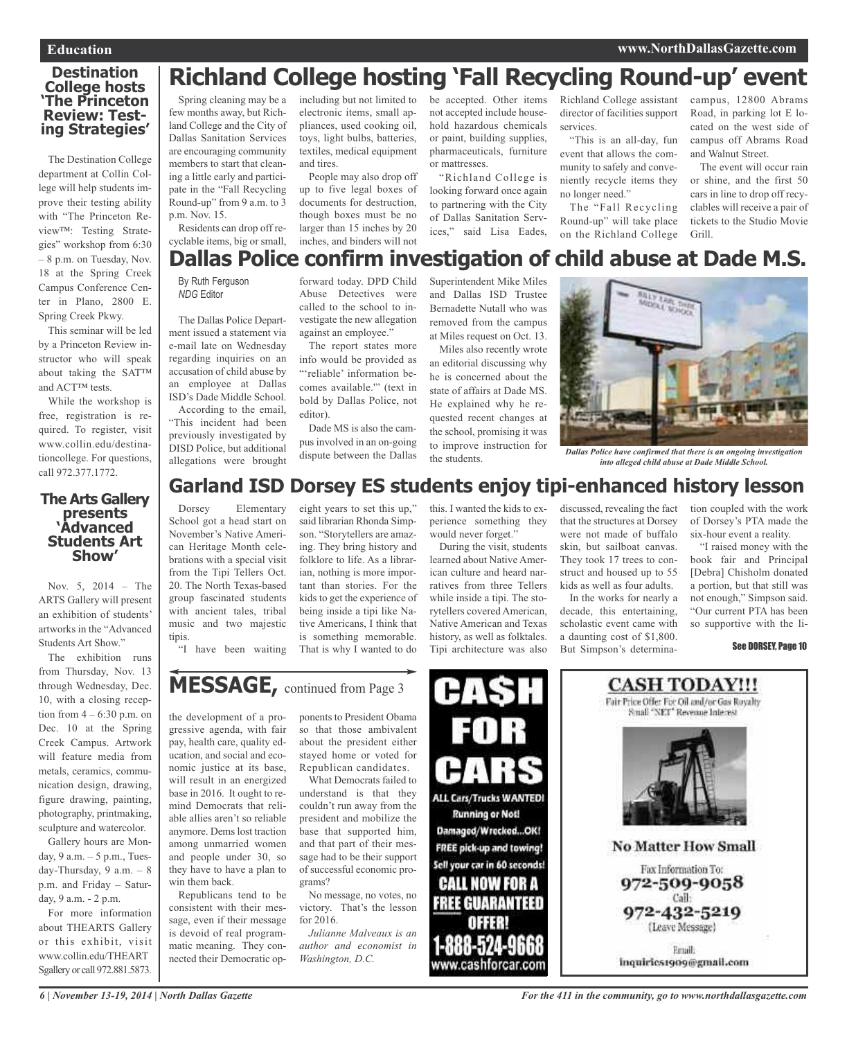## Destination College hosts 'The Princeton Review: Testing Strategies'

The Destination College department at Collin College will help students improve their testing ability with "The Princeton Review™: Testing Strategies" workshop from 6:30 – 8 p.m. on Tuesday, Nov. 18 at the Spring Creek Campus Conference Center in Plano, 2800 E. Spring Creek Pkwy.

This seminar will be led by a Princeton Review instructor who will speak about taking the SAT™ and ACT™ tests.

While the workshop is free, registration is required. To register, visit www.collin.edu/destinationcollege. For questions, call 972.377.1772.

## The Arts Gallery presents 'Advanced Students Art Show'

Nov. 5, 2014 – The ARTS Gallery will present an exhibition of students' artworks in the "Advanced Students Art Show."

The exhibition runs from Thursday, Nov. 13 through Wednesday, Dec. 10, with a closing reception from 4 – 6:30 p.m. on Dec. 10 at the Spring Creek Campus. Artwork will feature media from metals, ceramics, communication design, drawing, figure drawing, painting, photography, printmaking, sculpture and watercolor.

Gallery hours are Monday, 9 a.m. – 5 p.m., Tuesday-Thursday, 9 a.m. – 8 p.m. and Friday – Saturday, 9 a.m. - 2 p.m.

For more information about THEARTS Gallery or this exhibit, visit www.collin.edu/THEARTSgallery or call 972.881.5873.

# Richland College hosting 'Fall Recycling Round-up' event

Spring cleaning may be a few months away, but Richland College and the City of Dallas Sanitation Services are encouraging community members to start that cleaning a little early and participate in the "Fall Recycling Round-up" from 9 a.m. to 3 p.m. Nov. 15.

Residents can drop off recyclable items, big or small, including but not limited to electronic items, small appliances, used cooking oil, toys, light bulbs, batteries, textiles, medical equipment and tires.

People may also drop off up to five legal boxes of documents for destruction, though boxes must be no larger than 15 inches by 20 inches, and binders will not be accepted. Other items not accepted include household hazardous chemicals or paint, building supplies, pharmaceuticals, furniture or mattresses.

"Richland College is looking forward once again to partnering with the City of Dallas Sanitation Services," said Lisa Eades, Richland College assistant director of facilities support services.

"This is an all-day, fun event that allows the community to safely and conveniently recycle items they no longer need."

The "Fall Recycling Round-up" will take place on the Richland College campus, 12800 Abrams Road, in parking lot E located on the west side of campus off Abrams Road and Walnut Street.

The event will occur rain or shine, and the first 50 cars in line to drop off recyclables will receive a pair of tickets to the Studio Movie Grill.

# Dallas Police confirm investigation of child abuse at Dade M.S.

By Ruth Ferguson
*NDG* Editor

The Dallas Police Department issued a statement via e-mail late on Wednesday regarding inquiries on an accusation of child abuse by an employee at Dallas ISD's Dade Middle School.

According to the email, "This incident had been previously investigated by DISD Police, but additional allegations were brought forward today. DPD Child Abuse Detectives were called to the school to investigate the new allegation against an employee."

The report states more info would be provided as "'reliable' information becomes available.'" (text in bold by Dallas Police, not editor).

Dade MS is also the campus involved in an on-going dispute between the Dallas Superintendent Mike Miles and Dallas ISD Trustee Bernadette Nutall who was removed from the campus at Miles request on Oct. 13.

Miles also recently wrote an editorial discussing why he is concerned about the state of affairs at Dade MS. He explained why he requested recent changes at the school, promising it was to improve instruction for the students.

*Dallas Police have confirmed that there is an ongoing investigation into alleged child abuse at Dade Middle School.*

# Garland ISD Dorsey ES students enjoy tipi-enhanced history lesson

Dorsey Elementary School got a head start on November's Native American Heritage Month celebrations with a special visit from the Tipi Tellers Oct. 20. The North Texas-based group fascinated students with ancient tales, tribal music and two majestic tipis.

"I have been waiting eight years to set this up," said librarian Rhonda Simpson. "Storytellers are amazing. They bring history and folklore to life. As a librarian, nothing is more important than stories. For the kids to get the experience of being inside a tipi like Native Americans, I think that is something memorable. That is why I wanted to do this. I wanted the kids to experience something they would never forget."

During the visit, students learned about Native American culture and heard narratives from three Tellers while inside a tipi. The storytellers covered American, Native American and Texas history, as well as folktales. Tipi architecture was also discussed, revealing the fact that the structures at Dorsey were not made of buffalo skin, but sailboat canvas. They took 17 trees to construct and housed up to 55 kids as well as four adults.

In the works for nearly a decade, this entertaining, scholastic event came with a daunting cost of $1,800. But Simpson's determination coupled with the work of Dorsey's PTA made the six-hour event a reality.

"I raised money with the book fair and Principal [Debra] Chisholm donated a portion, but that still was not enough," Simpson said. "Our current PTA has been so supportive with the li-

**See DORSEY, Page 10**

## MESSAGE, continued from Page 3

the development of a progressive agenda, with fair pay, health care, quality education, and social and economic justice at its base, will result in an energized base in 2016. It ought to remind Democrats that reliable allies aren't so reliable anymore. Dems lost traction among unmarried women and people under 30, so they have to have a plan to win them back.

Republicans tend to be consistent with their message, even if their message is devoid of real programmatic meaning. They connected their Democratic opponents to President Obama so that those ambivalent about the president either stayed home or voted for Republican candidates.

What Democrats failed to understand is that they couldn't run away from the president and mobilize the base that supported him, and that part of their message had to be their support of successful economic programs?

No message, no votes, no victory. That's the lesson for 2016.

*Julianne Malveaux is an author and economist in Washington, D.C.*

**CA$H FOR CARS**

ALL Cars/Trucks WANTED! Running or Not! Damaged/Wrecked...OK! FREE pick-up and towing! Sell your car in 60 seconds! CALL NOW FOR A FREE GUARANTEED OFFER! 1-888-524-9668 www.cashforcar.com

**CASH TODAY!!!**

Fair Price Offer For Oil and/or Gas Royalty Small "NET" Revenue Interest

No Matter How Small

Fax Information To: 972-509-9058
Call: 972-432-5219 (Leave Message)
Email: inquiries1909@gmail.com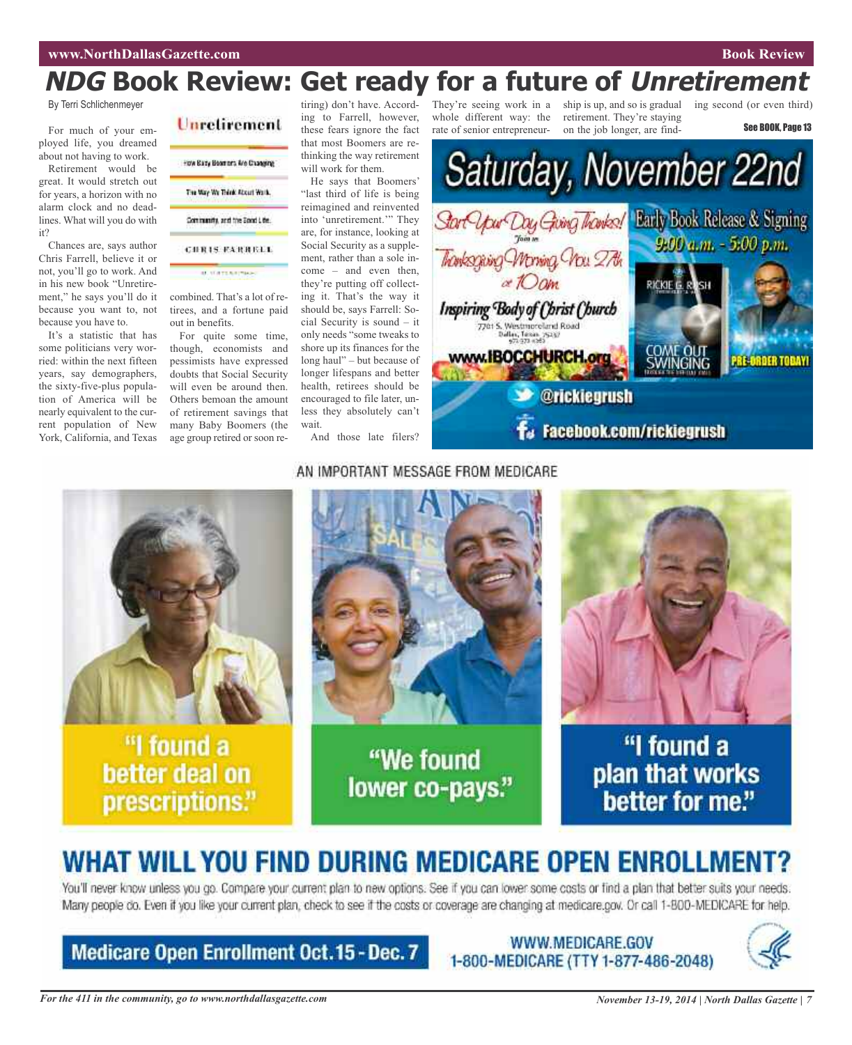# NDG Book Review: Get ready for a future of *Unretirement*

By Terri Schlichenmeyer

For much of your employed life, you dreamed about not having to work.

Retirement would be great. It would stretch out for years, a horizon with no alarm clock and no deadlines. What will you do with it?

Chances are, says author Chris Farrell, believe it or not, you'll go to work. And in his new book "Unretirement," he says you'll do it because you want to, not because you have to.

It's a statistic that has some politicians very worried: within the next fifteen years, say demographers, the sixty-five-plus population of America will be nearly equivalent to the current population of New York, California, and Texas combined. That's a lot of retirees, and a fortune paid out in benefits.

For quite some time, though, economists and pessimists have expressed doubts that Social Security will even be around then. Others bemoan the amount of retirement savings that many Baby Boomers (the age group retired or soon retiring) don't have. According to Farrell, however, these fears ignore the fact that most Boomers are rethinking the way retirement will work for them.

He says that Boomers' "last third of life is being reimagined and reinvented into 'unretirement.'" They are, for instance, looking at Social Security as a supplement, rather than a sole income – and even then, they're putting off collecting it. That's the way it should be, says Farrell: Social Security is sound – it only needs "some tweaks to shore up its finances for the long haul" – but because of longer lifespans and better health, retirees should be encouraged to file later, unless they absolutely can't wait.

And those late filers? They're seeing work in a whole different way: the rate of senior entrepreneurship is up, and so is gradual retirement. They're staying on the job longer, are finding second (or even third)

See BOOK, Page 13

Unretirement
How Baby Boomers Are Changing The Way We Think About Work, Community, and the Good Life.
CHRIS FARRELL

Saturday, November 22nd

Start Your Day Giving Thanks! Join us Thanksgiving Morning Nov 27th at 10am
Inspiring Body of Christ Church
7701 S. Westmoreland Road Dallas, Texas 75237
www.IBOCCHURCH.org

Early Book Release & Signing 9:00 a.m. - 5:00 p.m.
RICKIE G. RUSH
COME OUT SWINGING
PRE-ORDER TODAY!
@rickiegrush
Facebook.com/rickiegrush

AN IMPORTANT MESSAGE FROM MEDICARE

"I found a better deal on prescriptions."

"We found lower co-pays."

"I found a plan that works better for me."

## WHAT WILL YOU FIND DURING MEDICARE OPEN ENROLLMENT?

You'll never know unless you go. Compare your current plan to new options. See if you can lower some costs or find a plan that better suits your needs. Many people do. Even if you like your current plan, check to see if the costs or coverage are changing at medicare.gov. Or call 1-800-MEDICARE for help.

Medicare Open Enrollment Oct. 15 - Dec. 7

WWW.MEDICARE.GOV
1-800-MEDICARE (TTY 1-877-486-2048)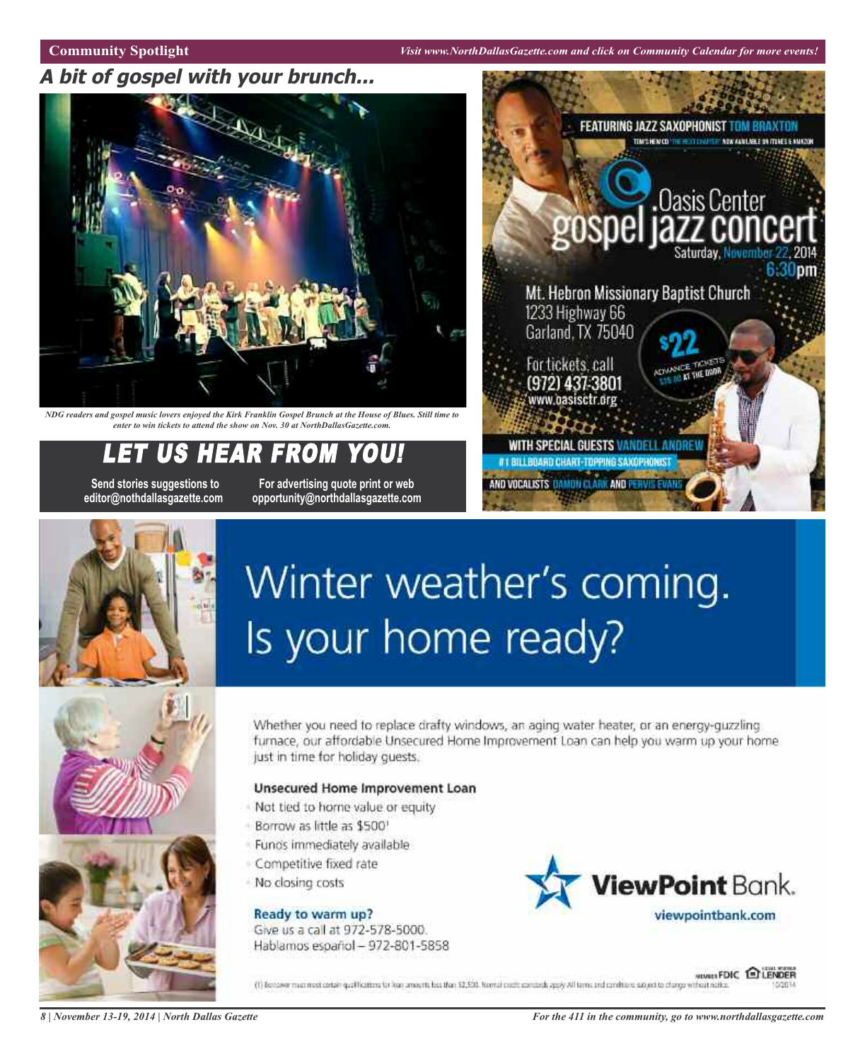## A bit of gospel with your brunch...

*NDG readers and gospel music lovers enjoyed the Kirk Franklin Gospel Brunch at the House of Blues. Still time to enter to win tickets to attend the show on Nov. 30 at NorthDallasGazette.com.*

## LET US HEAR FROM YOU!

**Send stories suggestions to editor@nothdallasgazette.com**

**For advertising quote print or web opportunity@northdallasgazette.com**

FEATURING JAZZ SAXOPHONIST TOM BRAXTON

TOM'S NEW CD "THE NEXT CHAPTER" NOW AVAILABLE ON ITUNES & AMAZON

Oasis Center gospel jazz concert

Saturday, November 22, 2014 6:30pm

Mt. Hebron Missionary Baptist Church
1233 Highway 66
Garland, TX 75040

For tickets, call (972) 437-3801
www.oasisctr.org

$22 ADVANCE TICKETS
$25.00 AT THE DOOR

WITH SPECIAL GUESTS VANDELL ANDREW
#1 BILLBOARD CHART-TOPPING SAXOPHONIST
AND VOCALISTS DAMON CLARK AND PERVIS EVANS

# Winter weather's coming. Is your home ready?

Whether you need to replace drafty windows, an aging water heater, or an energy-guzzling furnace, our affordable Unsecured Home Improvement Loan can help you warm up your home just in time for holiday guests.

**Unsecured Home Improvement Loan**

- Not tied to home value or equity
- Borrow as little as $500[1]
- Funds immediately available
- Competitive fixed rate
- No closing costs

**Ready to warm up?**
Give us a call at 972-578-5000.
Hablamos español – 972-801-5858

ViewPoint Bank.
viewpointbank.com

(1) Borrower must meet certain qualifications for loan amounts less than $2,500. Normal credit standards apply. All terms and conditions subject to change without notice.

MEMBER FDIC EQUAL HOUSING LENDER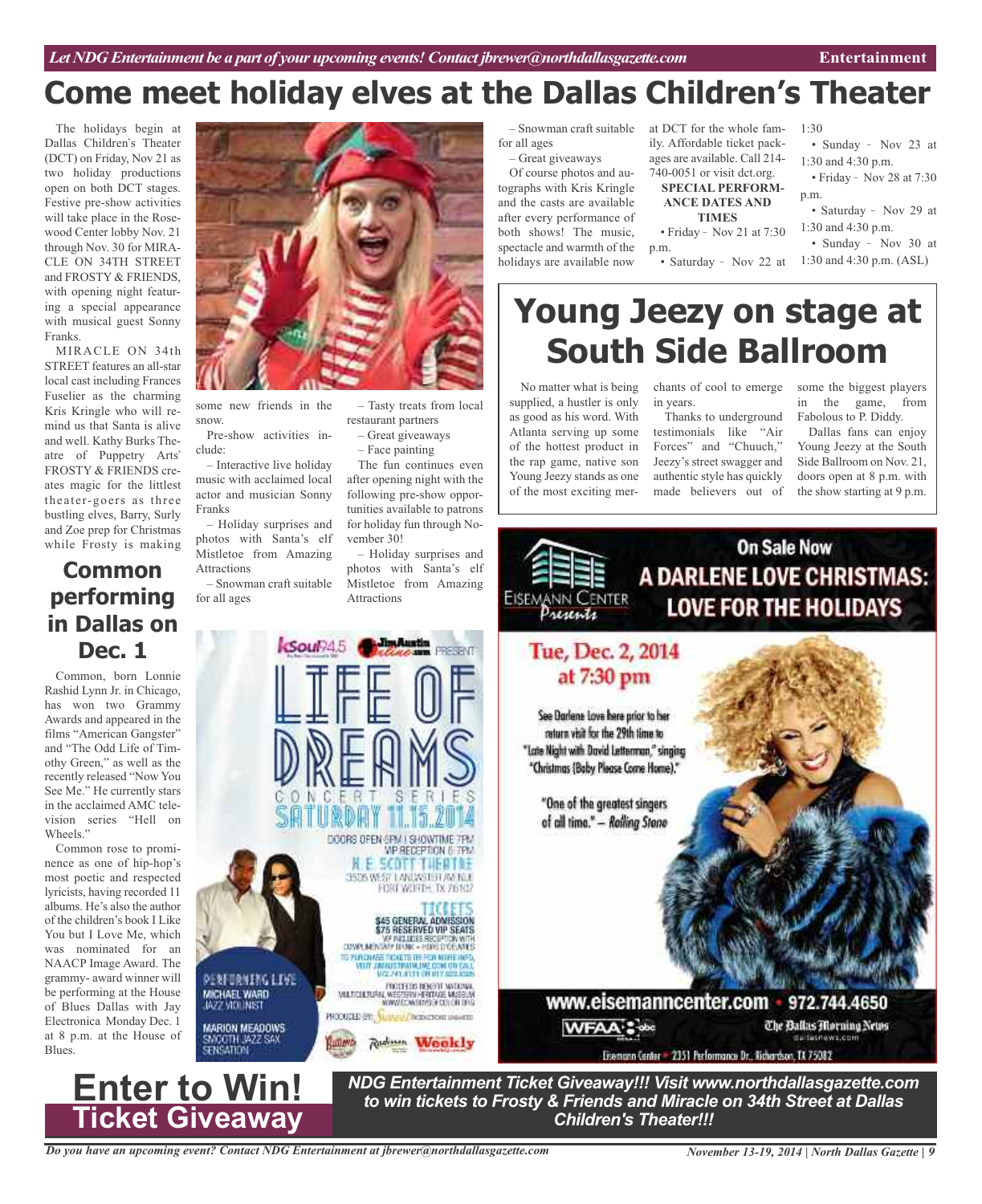# Come meet holiday elves at the Dallas Children's Theater

The holidays begin at Dallas Children's Theater (DCT) on Friday, Nov 21 as two holiday productions open on both DCT stages. Festive pre-show activities will take place in the Rosewood Center lobby Nov. 21 through Nov. 30 for MIRACLE ON 34TH STREET and FROSTY & FRIENDS, with opening night featuring a special appearance with musical guest Sonny Franks.

MIRACLE ON 34th STREET features an all-star local cast including Frances Fuselier as the charming Kris Kringle who will remind us that Santa is alive and well. Kathy Burks Theatre of Puppetry Arts' FROSTY & FRIENDS creates magic for the littlest theater-goers as three bustling elves, Barry, Surly and Zoe prep for Christmas while Frosty is making some new friends in the snow.

Pre-show activities include:

– Interactive live holiday music with acclaimed local actor and musician Sonny Franks

– Holiday surprises and photos with Santa's elf Mistletoe from Amazing Attractions

– Snowman craft suitable for all ages

– Tasty treats from local restaurant partners

– Great giveaways

– Face painting

The fun continues even after opening night with the following pre-show opportunities available to patrons for holiday fun through November 30!

– Holiday surprises and photos with Santa's elf Mistletoe from Amazing Attractions

– Snowman craft suitable for all ages

– Great giveaways

Of course photos and autographs with Kris Kringle and the casts are available after every performance of both shows! The music, spectacle and warmth of the holidays are available now at DCT for the whole family. Affordable ticket packages are available. Call 214-740-0051 or visit dct.org.

**SPECIAL PERFORMANCE DATES AND TIMES**

• Friday - Nov 21 at 7:30 p.m.

• Saturday - Nov 22 at 1:30

• Sunday - Nov 23 at 1:30 and 4:30 p.m.

• Friday - Nov 28 at 7:30 p.m.

• Saturday - Nov 29 at 1:30 and 4:30 p.m.

• Sunday - Nov 30 at 1:30 and 4:30 p.m. (ASL)

## Common performing in Dallas on Dec. 1

Common, born Lonnie Rashid Lynn Jr. in Chicago, has won two Grammy Awards and appeared in the films "American Gangster" and "The Odd Life of Timothy Green," as well as the recently released "Now You See Me." He currently stars in the acclaimed AMC television series "Hell on Wheels."

Common rose to prominence as one of hip-hop's most poetic and respected lyricists, having recorded 11 albums. He's also the author of the children's book I Like You but I Love Me, which was nominated for an NAACP Image Award. The grammy- award winner will be performing at the House of Blues Dallas with Jay Electronica Monday Dec. 1 at 8 p.m. at the House of Blues.

# Young Jeezy on stage at South Side Ballroom

No matter what is being supplied, a hustler is only as good as his word. With Atlanta serving up some of the hottest product in the rap game, native son Young Jeezy stands as one of the most exciting merchants of cool to emerge in years.

Thanks to underground testimonials like "Air Forces" and "Chuuch," Jeezy's street swagger and authentic style has quickly made believers out of some the biggest players in the game, from Fabolous to P. Diddy.

Dallas fans can enjoy Young Jeezy at the South Side Ballroom on Nov. 21, doors open at 8 p.m. with the show starting at 9 p.m.

KSoul 94.5 JimAustinOnline.com PRESENT

LIFE OF DREAMS CONCERT SERIES

SATURDAY 11.15.2014

DOORS OPEN 6PM | SHOWTIME 7PM
VIP RECEPTION 6-7PM

H.E. SCOTT THEATRE
3505 WEST LANCASTER AVENUE
FORT WORTH, TX 76107

TICKETS
$45 GENERAL ADMISSION
$75 RESERVED VIP SEATS
VIP INCLUDES RECEPTION WITH COMPLIMENTARY DRINK + HORS D'OEUVRES

TO PURCHASE TICKETS OR FOR MORE INFO, VISIT JIMAUSTINONLINE.COM OR CALL 972.741.8131 OR 817.922.9365

PROCEEDS BENEFIT NATIONAL MULTICULTURAL WESTERN HERITAGE MUSEUM

PERFORMING LIVE

MICHAEL WARD
JAZZ VIOLINIST

MARION MEADOWS
SMOOTH JAZZ SAX SENSATION

PRODUCED BY:

Eisemann Center Presents

On Sale Now

A DARLENE LOVE CHRISTMAS: LOVE FOR THE HOLIDAYS

Tue, Dec. 2, 2014 at 7:30 pm

See Darlene Love here prior to her return visit for the 29th time to "Late Night with David Letterman," singing "Christmas (Baby Please Come Home)."

"One of the greatest singers of all time." – *Rolling Stone*

www.eisemanncenter.com • 972.744.4650

WFAA 8 abc — The Dallas Morning News

Eisemann Center • 2351 Performance Dr., Richardson, TX 75082

# Enter to Win! Ticket Giveaway

***NDG Entertainment Ticket Giveaway!!! Visit www.northdallasgazette.com to win tickets to Frosty & Friends and Miracle on 34th Street at Dallas Children's Theater!!!***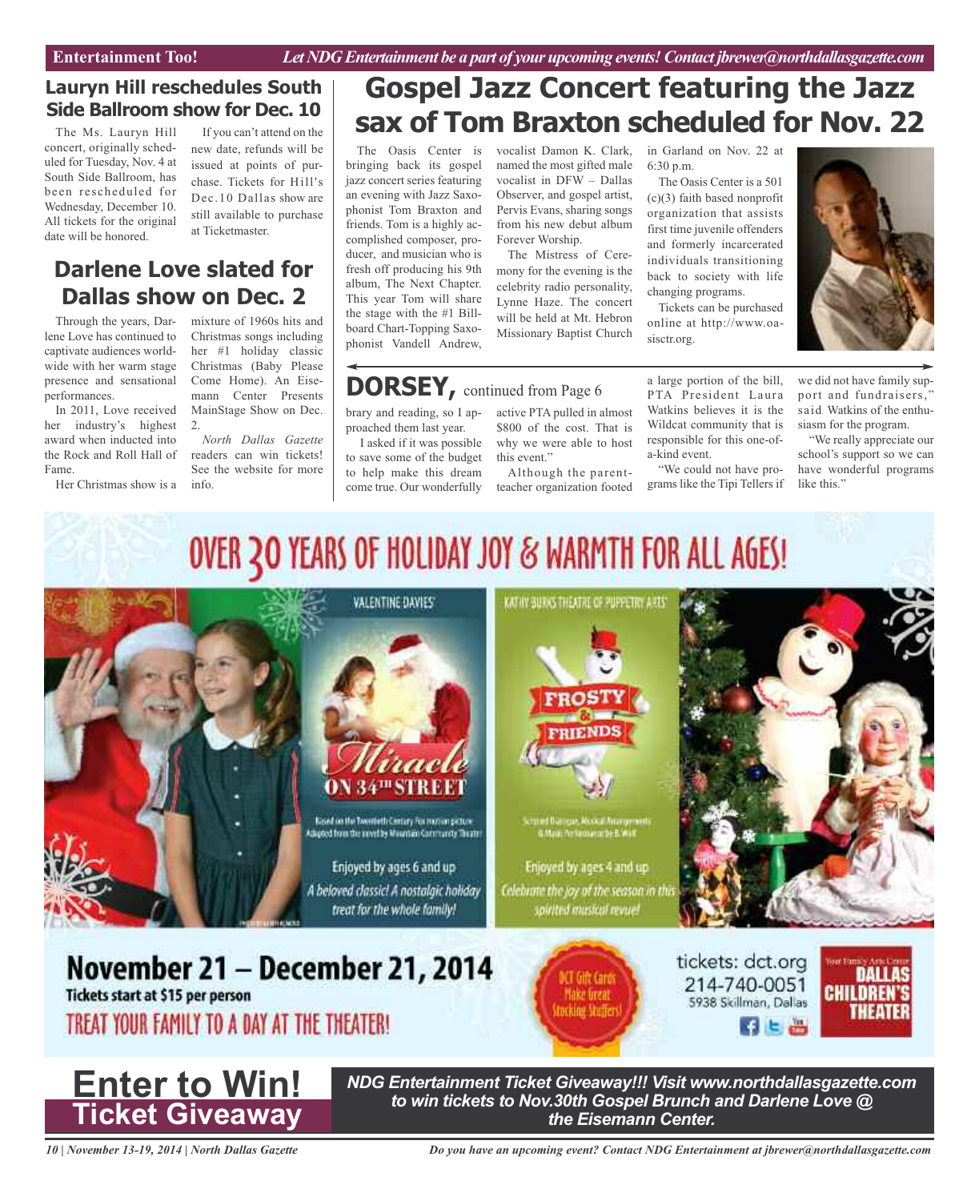## Lauryn Hill reschedules South Side Ballroom show for Dec. 10

The Ms. Lauryn Hill concert, originally scheduled for Tuesday, Nov. 4 at South Side Ballroom, has been rescheduled for Wednesday, December 10. All tickets for the original date will be honored.

If you can't attend on the new date, refunds will be issued at points of purchase. Tickets for Hill's Dec.10 Dallas show are still available to purchase at Ticketmaster.

## Darlene Love slated for Dallas show on Dec. 2

Through the years, Darlene Love has continued to captivate audiences worldwide with her warm stage presence and sensational performances.

In 2011, Love received her industry's highest award when inducted into the Rock and Roll Hall of Fame.

Her Christmas show is a mixture of 1960s hits and Christmas songs including her #1 holiday classic Christmas (Baby Please Come Home). An Eisemann Center Presents MainStage Show on Dec. 2.

*North Dallas Gazette* readers can win tickets! See the website for more info.

# Gospel Jazz Concert featuring the Jazz sax of Tom Braxton scheduled for Nov. 22

The Oasis Center is bringing back its gospel jazz concert series featuring an evening with Jazz Saxophonist Tom Braxton and friends. Tom is a highly accomplished composer, producer, and musician who is fresh off producing his 9th album, The Next Chapter. This year Tom will share the stage with the #1 Billboard Chart-Topping Saxophonist Vandell Andrew, vocalist Damon K. Clark, named the most gifted male vocalist in DFW – Dallas Observer, and gospel artist, Pervis Evans, sharing songs from his new debut album Forever Worship.

The Mistress of Ceremony for the evening is the celebrity radio personality, Lynne Haze. The concert will be held at Mt. Hebron Missionary Baptist Church in Garland on Nov. 22 at 6:30 p.m.

The Oasis Center is a 501 (c)(3) faith based nonprofit organization that assists first time juvenile offenders and formerly incarcerated individuals transitioning back to society with life changing programs.

Tickets can be purchased online at http://www.oasisctr.org.

## DORSEY, continued from Page 6

brary and reading, so I approached them last year.

I asked if it was possible to save some of the budget to help make this dream come true. Our wonderfully active PTA pulled in almost $800 of the cost. That is why we were able to host this event."

Although the parent-teacher organization footed a large portion of the bill, PTA President Laura Watkins believes it is the Wildcat community that is responsible for this one-of-a-kind event.

"We could not have programs like the Tipi Tellers if we did not have family support and fundraisers," said Watkins of the enthusiasm for the program.

"We really appreciate our school's support so we can have wonderful programs like this."

## OVER 30 YEARS OF HOLIDAY JOY & WARMTH FOR ALL AGES!

VALENTINE DAVIES' **Miracle ON 34TH STREET**

Based on the Twentieth Century Fox motion picture. Adapted from the novel by Mountain Community Theater

Enjoyed by ages 6 and up

*A beloved classic! A nostalgic holiday treat for the whole family!*

KATHY BURKS THEATRE OF PUPPETRY ARTS' **FROSTY & FRIENDS**

Scripted Dialogue, Musical Arrangements & Music Performance by B. Wolf

Enjoyed by ages 4 and up

*Celebrate the joy of the season in this spirited musical revue!*

**November 21 – December 21, 2014**

**Tickets start at $15 per person**

TREAT YOUR FAMILY TO A DAY AT THE THEATER!

DCT Gift Cards Make Great Stocking Stuffers!

tickets: dct.org
214-740-0051
5938 Skillman, Dallas

Your Family Arts Center **DALLAS CHILDREN'S THEATER**

# Enter to Win! Ticket Giveaway

***NDG Entertainment Ticket Giveaway!!! Visit www.northdallasgazette.com to win tickets to Nov.30th Gospel Brunch and Darlene Love @ the Eisemann Center.***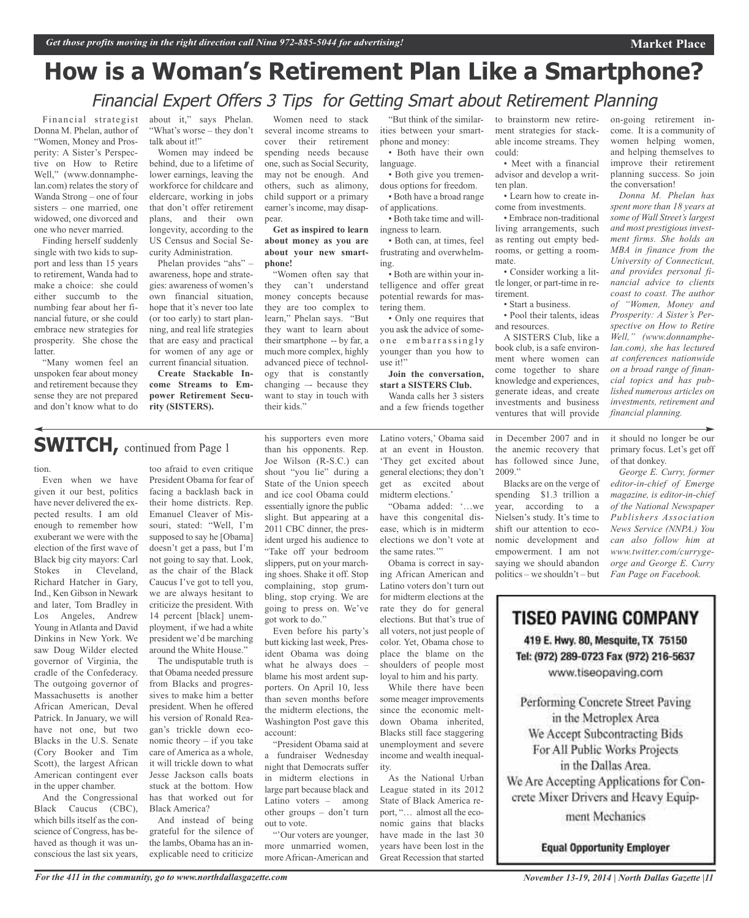# How is a Woman's Retirement Plan Like a Smartphone?

## *Financial Expert Offers 3 Tips for Getting Smart about Retirement Planning*

Financial strategist Donna M. Phelan, author of "Women, Money and Prosperity: A Sister's Perspective on How to Retire Well," (www.donnaphelan.com) relates the story of Wanda Strong – one of four sisters – one married, one widowed, one divorced and one who never married.

Finding herself suddenly single with two kids to support and less than 15 years to retirement, Wanda had to make a choice: she could either succumb to the numbing fear about her financial future, or she could embrace new strategies for prosperity. She chose the latter.

"Many women feel an unspoken fear about money and retirement because they sense they are not prepared and don't know what to do about it," says Phelan. "What's worse – they don't talk about it!"

Women may indeed be behind, due to a lifetime of lower earnings, leaving the workforce for childcare and eldercare, working in jobs that don't offer retirement plans, and their own longevity, according to the US Census and Social Security Administration.

Phelan provides "ahs" – awareness, hope and strategies: awareness of women's own financial situation, hope that it's never too late (or too early) to start planning, and real life strategies that are easy and practical for women of any age or current financial situation.

**Create Stackable Income Streams to Empower Retirement Security (SISTERS).**

Women need to stack several income streams to cover their retirement spending needs because one, such as Social Security, may not be enough. And others, such as alimony, child support or a primary earner's income, may disappear.

**Get as inspired to learn about money as you are about your new smartphone!**

"Women often say that they can't understand money concepts because they are too complex to learn," Phelan says. "But they want to learn about their smartphone -- by far, a much more complex, highly advanced piece of technology that is constantly changing –- because they want to stay in touch with their kids."

"But think of the similarities between your smartphone and money:

- Both have their own language.
- Both give you tremendous options for freedom.
- Both have a broad range of applications.
- Both take time and willingness to learn.
- Both can, at times, feel frustrating and overwhelming.
- Both are within your intelligence and offer great potential rewards for mastering them.
- Only one requires that you ask the advice of someone embarrassingly younger than you how to use it!"

**Join the conversation, start a SISTERS Club.**

Wanda calls her 3 sisters and a few friends together to brainstorm new retirement strategies for stackable income streams. They could:

- Meet with a financial advisor and develop a written plan.
- Learn how to create income from investments.
- Embrace non-traditional living arrangements, such as renting out empty bedrooms, or getting a roommate.
- Consider working a little longer, or part-time in retirement.
- Start a business.
- Pool their talents, ideas and resources.

A SISTERS Club, like a book club, is a safe environment where women can come together to share knowledge and experiences, generate ideas, and create investments and business ventures that will provide on-going retirement income. It is a community of women helping women, and helping themselves to improve their retirement planning success. So join the conversation!

*Donna M. Phelan has spent more than 18 years at some of Wall Street's largest and most prestigious investment firms. She holds an MBA in finance from the University of Connecticut, and provides personal financial advice to clients coast to coast. The author of "Women, Money and Prosperity: A Sister's Perspective on How to Retire Well," (www.donnaphelan.com), she has lectured at conferences nationwide on a broad range of financial topics and has published numerous articles on investments, retirement and financial planning.*

---

## SWITCH, continued from Page 1

tion.

Even when we have given it our best, politics have never delivered the expected results. I am old enough to remember how exuberant we were with the election of the first wave of Black big city mayors: Carl Stokes in Cleveland, Richard Hatcher in Gary, Ind., Ken Gibson in Newark and later, Tom Bradley in Los Angeles, Andrew Young in Atlanta and David Dinkins in New York. We saw Doug Wilder elected governor of Virginia, the cradle of the Confederacy. The outgoing governor of Massachusetts is another African American, Deval Patrick. In January, we will have not one, but two Blacks in the U.S. Senate (Cory Booker and Tim Scott), the largest African American contingent ever in the upper chamber.

And the Congressional Black Caucus (CBC), which bills itself as the conscience of Congress, has behaved as though it was unconscious the last six years, too afraid to even critique President Obama for fear of facing a backlash back in their home districts. Rep. Emanuel Cleaver of Missouri, stated: "Well, I'm supposed to say he [Obama] doesn't get a pass, but I'm not going to say that. Look, as the chair of the Black Caucus I've got to tell you, we are always hesitant to criticize the president. With 14 percent [black] unemployment, if we had a white president we'd be marching around the White House."

The undisputable truth is that Obama needed pressure from Blacks and progressives to make him a better president. When he offered his version of Ronald Reagan's trickle down economic theory – if you take care of America as a whole, it will trickle down to what Jesse Jackson calls boats stuck at the bottom. How has that worked out for Black America?

And instead of being grateful for the silence of the lambs, Obama has an inexplicable need to criticize his supporters even more than his opponents. Rep. Joe Wilson (R-S.C.) can shout "you lie" during a State of the Union speech and ice cool Obama could essentially ignore the public slight. But appearing at a 2011 CBC dinner, the president urged his audience to "Take off your bedroom slippers, put on your marching shoes. Shake it off. Stop complaining, stop grumbling, stop crying. We are going to press on. We've got work to do."

Even before his party's butt kicking last week, President Obama was doing what he always does – blame his most ardent supporters. On April 10, less than seven months before the midterm elections, the Washington Post gave this account:

"President Obama said at a fundraiser Wednesday night that Democrats suffer in midterm elections in large part because black and Latino voters – among other groups – don't turn out to vote.

"'Our voters are younger, more unmarried women, more African-American and Latino voters,' Obama said at an event in Houston. 'They get excited about general elections; they don't get as excited about midterm elections.'

"Obama added: '…we have this congenital disease, which is in midterm elections we don't vote at the same rates.'"

Obama is correct in saying African American and Latino voters don't turn out for midterm elections at the rate they do for general elections. But that's true of all voters, not just people of color. Yet, Obama chose to place the blame on the shoulders of people most loyal to him and his party.

While there have been some meager improvements since the economic meltdown Obama inherited, Blacks still face staggering unemployment and severe income and wealth inequality.

As the National Urban League stated in its 2012 State of Black America report, "… almost all the economic gains that blacks have made in the last 30 years have been lost in the Great Recession that started in December 2007 and in the anemic recovery that has followed since June, 2009."

Blacks are on the verge of spending $1.3 trillion a year, according to a Nielsen's study. It's time to shift our attention to economic development and empowerment. I am not saying we should abandon politics – we shouldn't – but it should no longer be our primary focus. Let's get off of that donkey.

*George E. Curry, former editor-in-chief of Emerge magazine, is editor-in-chief of the National Newspaper Publishers Association News Service (NNPA.) You can also follow him at www.twitter.com/currygeorge and George E. Curry Fan Page on Facebook.*

---

**TISEO PAVING COMPANY**

419 E. Hwy. 80, Mesquite, TX 75150
Tel: (972) 289-0723 Fax (972) 216-5637
www.tiseopaving.com

Performing Concrete Street Paving in the Metroplex Area
We Accept Subcontracting Bids For All Public Works Projects in the Dallas Area.
We Are Accepting Applications for Concrete Mixer Drivers and Heavy Equipment Mechanics

**Equal Opportunity Employer**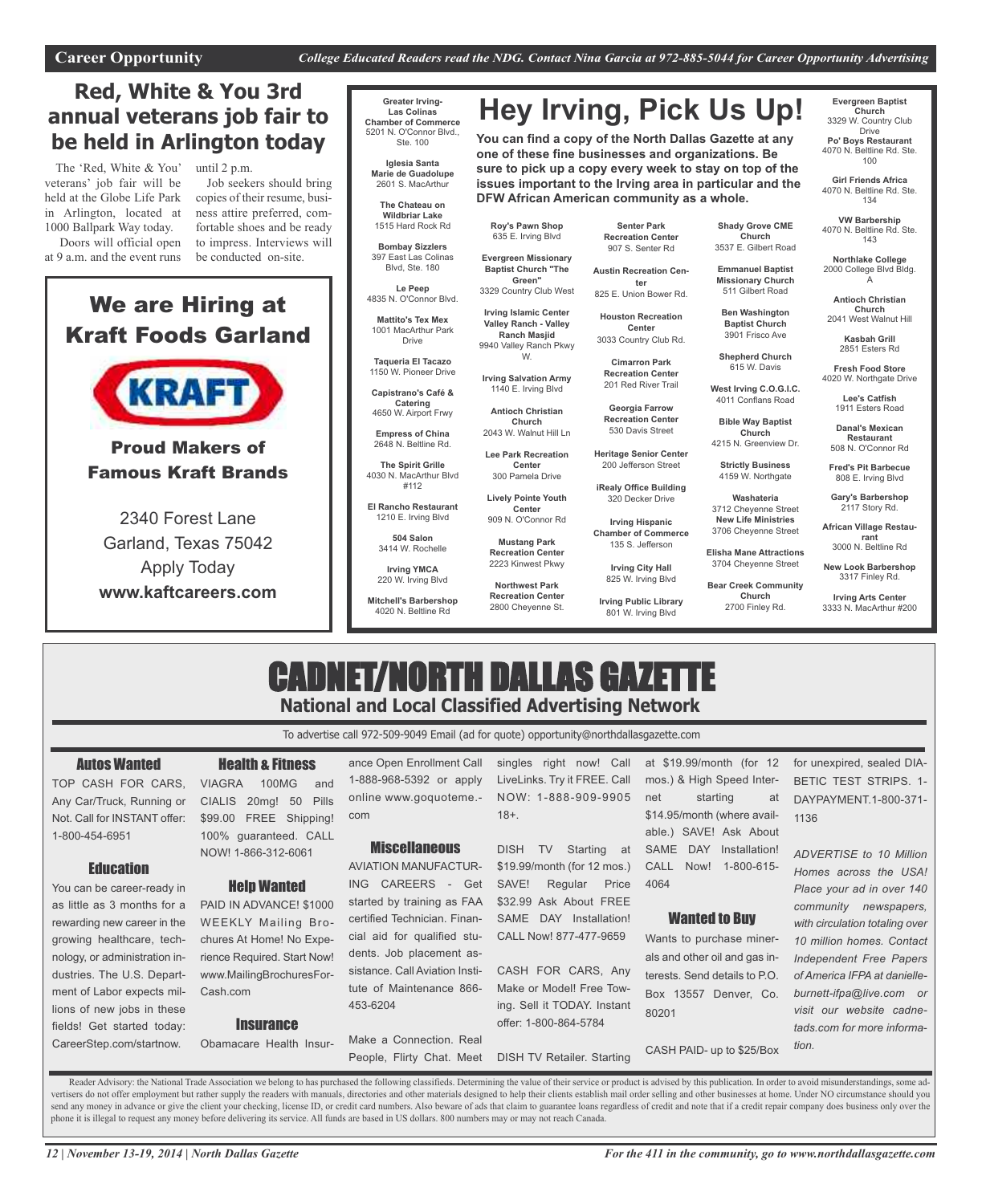## Red, White & You 3rd annual veterans job fair to be held in Arlington today

The 'Red, White & You' veterans' job fair will be held at the Globe Life Park in Arlington, located at 1000 Ballpark Way today.

Doors will official open at 9 a.m. and the event runs until 2 p.m.

Job seekers should bring copies of their resume, business attire preferred, comfortable shoes and be ready to impress. Interviews will be conducted on-site.

## We are Hiring at Kraft Foods Garland

KRAFT

### Proud Makers of Famous Kraft Brands

2340 Forest Lane
Garland, Texas 75042
Apply Today
**www.kaftcareers.com**

# Hey Irving, Pick Us Up!

**You can find a copy of the North Dallas Gazette at any one of these fine businesses and organizations. Be sure to pick up a copy every week to stay on top of the issues important to the Irving area in particular and the DFW African American community as a whole.**

**Greater Irving-Las Colinas Chamber of Commerce** 5201 N. O'Connor Blvd., Ste. 100

**Iglesia Santa Marie de Guadolupe** 2601 S. MacArthur

**The Chateau on Wildbriar Lake** 1515 Hard Rock Rd

**Bombay Sizzlers** 397 East Las Colinas Blvd, Ste. 180

**Le Peep** 4835 N. O'Connor Blvd.

**Mattito's Tex Mex** 1001 MacArthur Park Drive

**Taqueria El Tacazo** 1150 W. Pioneer Drive

**Capistrano's Café & Catering** 4650 W. Airport Frwy

**Empress of China** 2648 N. Beltline Rd.

**The Spirit Grille** 4030 N. MacArthur Blvd #112

**El Rancho Restaurant** 1210 E. Irving Blvd

**504 Salon** 3414 W. Rochelle

**Irving YMCA** 220 W. Irving Blvd

**Mitchell's Barbershop** 4020 N. Beltline Rd

**Roy's Pawn Shop** 635 E. Irving Blvd

**Evergreen Missionary Baptist Church "The Green"** 3329 Country Club West

**Irving Islamic Center Valley Ranch - Valley Ranch Masjid** 9940 Valley Ranch Pkwy W.

**Irving Salvation Army** 1140 E. Irving Blvd

**Antioch Christian Church** 2043 W. Walnut Hill Ln

**Lee Park Recreation Center** 300 Pamela Drive

**Lively Pointe Youth Center** 909 N. O'Connor Rd

**Mustang Park Recreation Center** 2223 Kinwest Pkwy

**Northwest Park Recreation Center** 2800 Cheyenne St.

**Senter Park Recreation Center** 907 S. Senter Rd

**Austin Recreation Center** 825 E. Union Bower Rd.

**Houston Recreation Center** 3033 Country Club Rd.

**Cimarron Park Recreation Center** 201 Red River Trail

**Georgia Farrow Recreation Center** 530 Davis Street

**Heritage Senior Center** 200 Jefferson Street

**iRealy Office Building** 320 Decker Drive

**Irving Hispanic Chamber of Commerce** 135 S. Jefferson

**Irving City Hall** 825 W. Irving Blvd

**Irving Public Library** 801 W. Irving Blvd

**Shady Grove CME Church** 3537 E. Gilbert Road

**Emmanuel Baptist Missionary Church** 511 Gilbert Road

**Ben Washington Baptist Church** 3901 Frisco Ave

**Shepherd Church** 615 W. Davis

**West Irving C.O.G.I.C.** 4011 Conflans Road

**Bible Way Baptist Church** 4215 N. Greenview Dr.

**Strictly Business** 4159 W. Northgate

**Washateria** 3712 Cheyenne Street

**New Life Ministries** 3706 Cheyenne Street

**Elisha Mane Attractions** 3704 Cheyenne Street

**Bear Creek Community Church** 2700 Finley Rd.

**Evergreen Baptist Church** 3329 W. Country Club Drive

**Po' Boys Restaurant** 4070 N. Beltline Rd. Ste. 100

**Girl Friends Africa** 4070 N. Beltline Rd. Ste. 134

**VW Barbership** 4070 N. Beltline Rd. Ste. 143

**Northlake College** 2000 College Blvd Bldg. A

**Antioch Christian Church** 2041 West Walnut Hill

**Kasbah Grill** 2851 Esters Rd

**Fresh Food Store** 4020 W. Northgate Drive

**Lee's Catfish** 1911 Esters Road

**Danal's Mexican Restaurant** 508 N. O'Connor Rd

**Fred's Pit Barbecue** 808 E. Irving Blvd

**Gary's Barbershop** 2117 Story Rd.

**African Village Restaurant** 3000 N. Beltline Rd

**New Look Barbershop** 3317 Finley Rd.

**Irving Arts Center** 3333 N. MacArthur #200

# CADNET/NORTH DALLAS GAZETTE

**National and Local Classified Advertising Network**

To advertise call 972-509-9049 Email (ad for quote) opportunity@northdallasgazette.com

### Autos Wanted

TOP CASH FOR CARS, Any Car/Truck, Running or Not. Call for INSTANT offer: 1-800-454-6951

### Education

You can be career-ready in as little as 3 months for a rewarding new career in the growing healthcare, technology, or administration industries. The U.S. Department of Labor expects millions of new jobs in these fields! Get started today: CareerStep.com/startnow.

### Health & Fitness

VIAGRA 100MG and CIALIS 20mg! 50 Pills $99.00 FREE Shipping! 100% guaranteed. CALL NOW! 1-866-312-6061

### Help Wanted

PAID IN ADVANCE! $1000 WEEKLY Mailing Brochures At Home! No Experience Required. Start Now! www.MailingBrochuresFor-Cash.com

### Insurance

Obamacare Health Insurance Open Enrollment Call 1-888-968-5392 or apply online www.goquoteme.com

### Miscellaneous

AVIATION MANUFACTURING CAREERS - Get started by training as FAA certified Technician. Financial aid for qualified students. Job placement assistance. Call Aviation Institute of Maintenance 866-453-6204

Make a Connection. Real People, Flirty Chat. Meet singles right now! Call LiveLinks. Try it FREE. Call NOW: 1-888-909-9905 18+.

DISH TV Starting at $19.99/month (for 12 mos.) SAVE! Regular Price $32.99 Ask About FREE SAME DAY Installation! CALL Now! 877-477-9659

CASH FOR CARS, Any Make or Model! Free Towing. Sell it TODAY. Instant offer: 1-800-864-5784

DISH TV Retailer. Starting at $19.99/month (for 12 mos.) & High Speed Internet starting at $14.95/month (where available.) SAVE! Ask About SAME DAY Installation! CALL Now! 1-800-615-4064

### Wanted to Buy

Wants to purchase minerals and other oil and gas interests. Send details to P.O. Box 13557 Denver, Co. 80201

CASH PAID- up to $25/Box for unexpired, sealed DIABETIC TEST STRIPS. 1-DAYPAYMENT.1-800-371-1136

*ADVERTISE to 10 Million Homes across the USA! Place your ad in over 140 community newspapers, with circulation totaling over 10 million homes. Contact Independent Free Papers of America IFPA at danielle-burnett-ifpa@live.com or visit our website cadnetads.com for more information.*

Reader Advisory: the National Trade Association we belong to has purchased the following classifieds. Determining the value of their service or product is advised by this publication. In order to avoid misunderstandings, some advertisers do not offer employment but rather supply the readers with manuals, directories and other materials designed to help their clients establish mail order selling and other businesses at home. Under NO circumstance should you send any money in advance or give the client your checking, license ID, or credit card numbers. Also beware of ads that claim to guarantee loans regardless of credit and note that if a credit repair company does business only over the phone it is illegal to request any money before delivering its service. All funds are based in US dollars. 800 numbers may or may not reach Canada.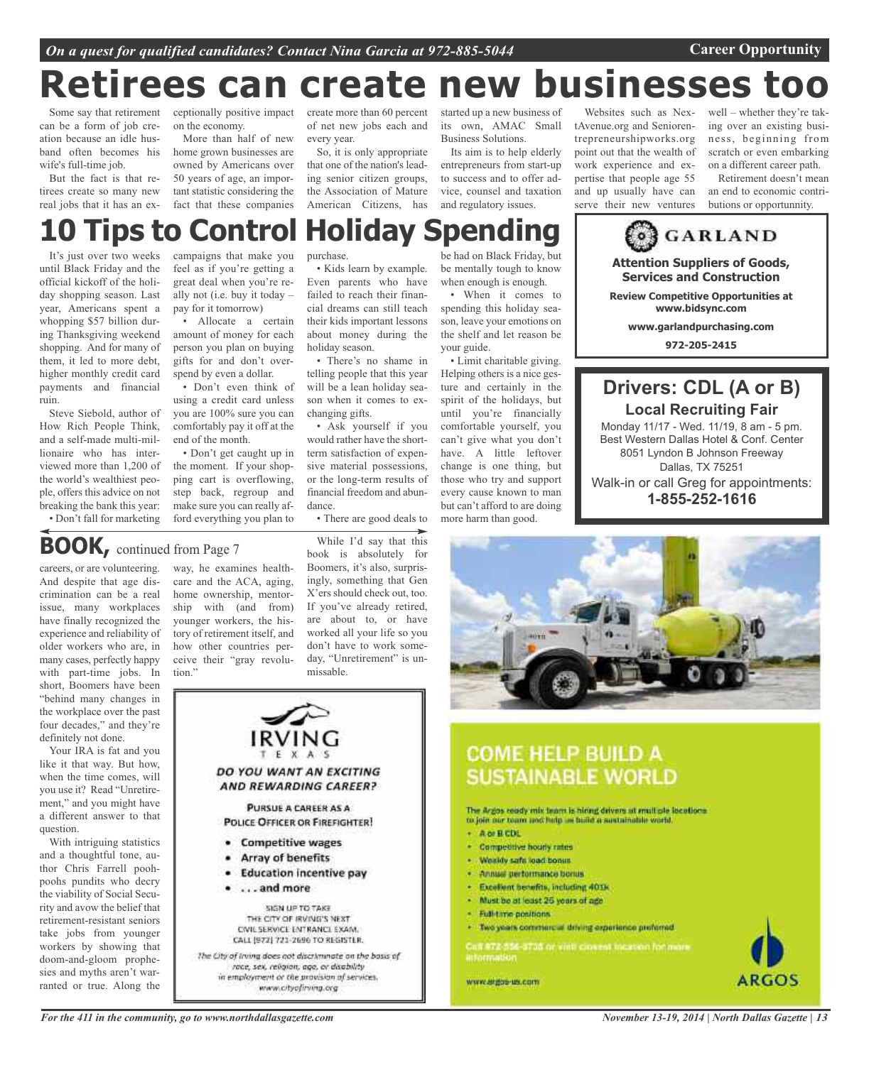# Retirees can create new businesses too

Some say that retirement can be a form of job creation because an idle husband often becomes his wife's full-time job.

But the fact is that retirees create so many new real jobs that it has an exceptionally positive impact on the economy.

More than half of new home grown businesses are owned by Americans over 50 years of age, an important statistic considering the fact that these companies create more than 60 percent of net new jobs each and every year.

So, it is only appropriate that one of the nation's leading senior citizen groups, the Association of Mature American Citizens, has started up a new business of its own, AMAC Small Business Solutions.

Its aim is to help elderly entrepreneurs from start-up to success and to offer advice, counsel and taxation and regulatory issues.

Websites such as NextAvenue.org and Seniorentrepreneurshipworks.org point out that the wealth of work experience and expertise that people age 55 and up usually have can serve their new ventures well – whether they're taking over an existing business, beginning from scratch or even embarking on a different career path.

Retirement doesn't mean an end to economic contributions or opportunnity.

# 10 Tips to Control Holiday Spending

It's just over two weeks until Black Friday and the official kickoff of the holiday shopping season. Last year, Americans spent a whopping $57 billion during Thanksgiving weekend shopping. And for many of them, it led to more debt, higher monthly credit card payments and financial ruin.

Steve Siebold, author of How Rich People Think, and a self-made multi-millionaire who has interviewed more than 1,200 of the world's wealthiest people, offers this advice on not breaking the bank this year:

- Don't fall for marketing campaigns that make you feel as if you're getting a great deal when you're really not (i.e. buy it today – pay for it tomorrow)
- Allocate a certain amount of money for each person you plan on buying gifts for and don't overspend by even a dollar.
- Don't even think of using a credit card unless you are 100% sure you can comfortably pay it off at the end of the month.
- Don't get caught up in the moment. If your shopping cart is overflowing, step back, regroup and make sure you can really afford everything you plan to purchase.
- Kids learn by example. Even parents who have failed to reach their financial dreams can still teach their kids important lessons about money during the holiday season.
- There's no shame in telling people that this year will be a lean holiday season when it comes to exchanging gifts.
- Ask yourself if you would rather have the short-term satisfaction of expensive material possessions, or the long-term results of financial freedom and abundance.
- There are good deals to be had on Black Friday, but be mentally tough to know when enough is enough.
- When it comes to spending this holiday season, leave your emotions on the shelf and let reason be your guide.
- Limit charitable giving. Helping others is a nice gesture and certainly in the spirit of the holidays, but until you're financially comfortable yourself, you can't give what you don't have. A little leftover change is one thing, but those who try and support every cause known to man but can't afford to are doing more harm than good.

**GARLAND**

**Attention Suppliers of Goods, Services and Construction**

**Review Competitive Opportunities at www.bidsync.com**

**www.garlandpurchasing.com**

**972-205-2415**

## Drivers: CDL (A or B)

**Local Recruiting Fair**

Monday 11/17 - Wed. 11/19, 8 am - 5 pm.
Best Western Dallas Hotel & Conf. Center
8051 Lyndon B Johnson Freeway
Dallas, TX 75251
Walk-in or call Greg for appointments:
**1-855-252-1616**

## BOOK, continued from Page 7

careers, or are volunteering. And despite that age discrimination can be a real issue, many workplaces have finally recognized the experience and reliability of older workers who are, in many cases, perfectly happy with part-time jobs. In short, Boomers have been "behind many changes in the workplace over the past four decades," and they're definitely not done.

Your IRA is fat and you like it that way. But how, when the time comes, will you use it? Read "Unretirement," and you might have a different answer to that question.

With intriguing statistics and a thoughtful tone, author Chris Farrell pooh-poohs pundits who decry the viability of Social Security and avow the belief that retirement-resistant seniors take jobs from younger workers by showing that doom-and-gloom prophesies and myths aren't warranted or true. Along the way, he examines healthcare and the ACA, aging, home ownership, mentorship with (and from) younger workers, the history of retirement itself, and how other countries perceive their "gray revolution."

While I'd say that this book is absolutely for Boomers, it's also, surprisingly, something that Gen X'ers should check out, too. If you've already retired, are about to, or have worked all your life so you don't have to work someday, "Unretirement" is unmissable.

**IRVING**
TEXAS

***DO YOU WANT AN EXCITING AND REWARDING CAREER?***

**PURSUE A CAREER AS A POLICE OFFICER OR FIREFIGHTER!**

- **Competitive wages**
- **Array of benefits**
- **Education incentive pay**
- **. . . and more**

SIGN UP TO TAKE THE CITY OF IRVING'S NEXT CIVIL SERVICE ENTRANCE EXAM. CALL (972) 721-2696 TO REGISTER.

*The City of Irving does not discriminate on the basis of race, sex, religion, age, or disability in employment or the provision of services. www.cityofirving.org*

## COME HELP BUILD A SUSTAINABLE WORLD

The Argos ready mix team is hiring drivers at multiple locations to join our team and help us build a sustainable world.

- A or B CDL
- Competitive hourly rates
- Weekly safe load bonus
- Annual performance bonus
- Excellent benefits, including 401k
- Must be at least 25 years of age
- Full-time positions
- Two years commercial driving experience preferred

Call 872-556-8735 or visit closest location for more information

www.argos-us.com

ARGOS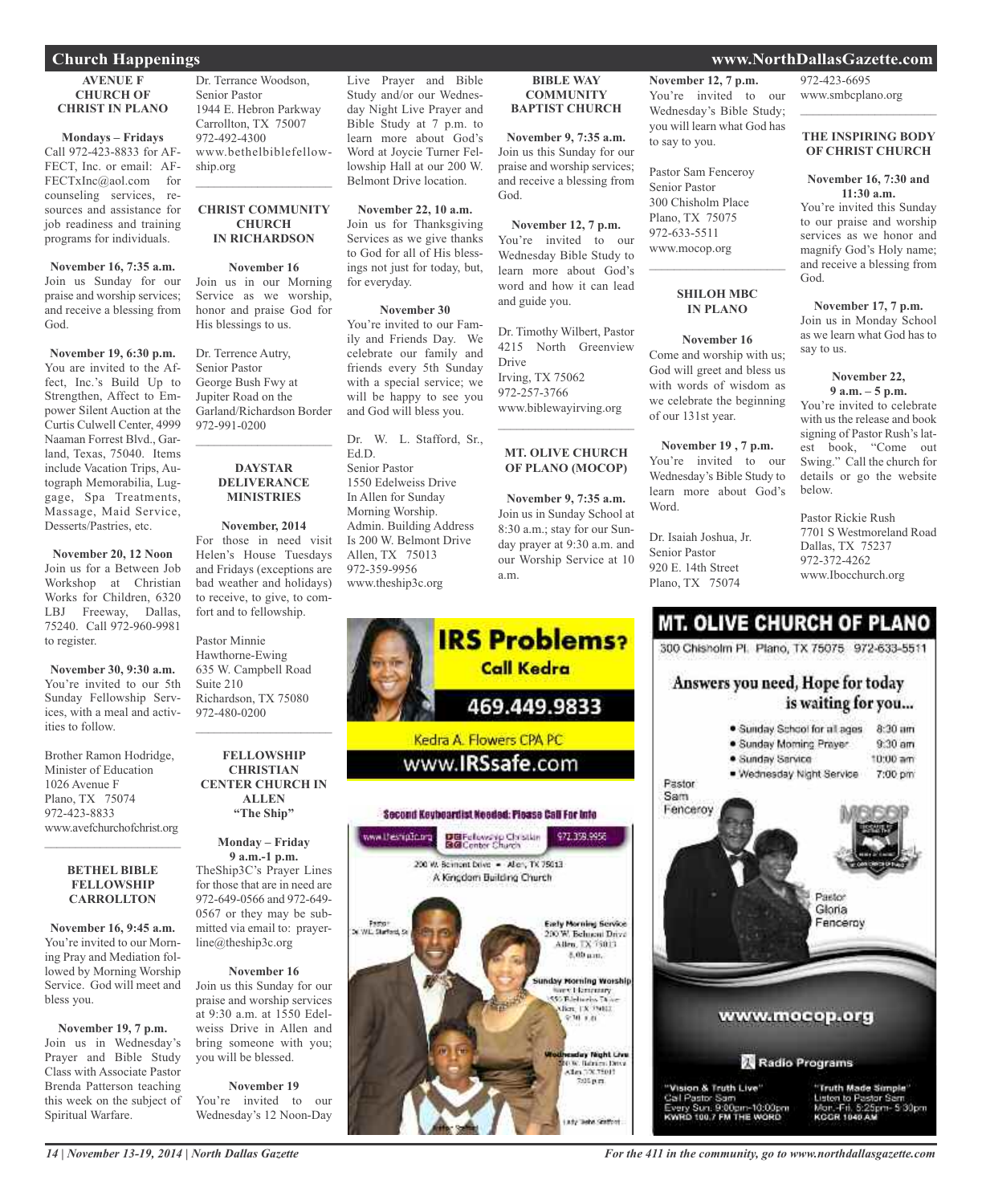# Church Happenings

### AVENUE F CHURCH OF CHRIST IN PLANO

**Mondays – Fridays**
Call 972-423-8833 for AFFECT, Inc. or email: AFFECTxInc@aol.com for counseling services, resources and assistance for job readiness and training programs for individuals.

**November 16, 7:35 a.m.**
Join us Sunday for our praise and worship services; and receive a blessing from God.

**November 19, 6:30 p.m.**
You are invited to the Affect, Inc.'s Build Up to Strengthen, Affect to Empower Silent Auction at the Curtis Culwell Center, 4999 Naaman Forrest Blvd., Garland, Texas, 75040. Items include Vacation Trips, Autograph Memorabilia, Luggage, Spa Treatments, Massage, Maid Service, Desserts/Pastries, etc.

**November 20, 12 Noon**
Join us for a Between Job Workshop at Christian Works for Children, 6320 LBJ Freeway, Dallas, 75240. Call 972-960-9981 to register.

**November 30, 9:30 a.m.**
You're invited to our 5th Sunday Fellowship Services, with a meal and activities to follow.

Brother Ramon Hodridge,
Minister of Education
1026 Avenue F
Plano, TX 75074
972-423-8833
www.avefchurchofchrist.org

---

### BETHEL BIBLE FELLOWSHIP CARROLLTON

**November 16, 9:45 a.m.**
You're invited to our Morning Pray and Mediation followed by Morning Worship Service. God will meet and bless you.

**November 19, 7 p.m.**
Join us in Wednesday's Prayer and Bible Study Class with Associate Pastor Brenda Patterson teaching this week on the subject of Spiritual Warfare.

Dr. Terrance Woodson,
Senior Pastor
1944 E. Hebron Parkway
Carrollton, TX 75007
972-492-4300
www.bethelbiblefellowship.org

---

### CHRIST COMMUNITY CHURCH IN RICHARDSON

**November 16**
Join us in our Morning Service as we worship, honor and praise God for His blessings to us.

Dr. Terrence Autry,
Senior Pastor
George Bush Fwy at
Jupiter Road on the
Garland/Richardson Border
972-991-0200

---

### DAYSTAR DELIVERANCE MINISTRIES

**November, 2014**
For those in need visit Helen's House Tuesdays and Fridays (exceptions are bad weather and holidays) to receive, to give, to comfort and to fellowship.

Pastor Minnie
Hawthorne-Ewing
635 W. Campbell Road
Suite 210
Richardson, TX 75080
972-480-0200

---

### FELLOWSHIP CHRISTIAN CENTER CHURCH IN ALLEN "The Ship"

**Monday – Friday 9 a.m.-1 p.m.**
TheShip3C's Prayer Lines for those that are in need are 972-649-0566 and 972-649-0567 or they may be submitted via email to: prayerline@theship3c.org

**November 16**
Join us this Sunday for our praise and worship services at 9:30 a.m. at 1550 Edelweiss Drive in Allen and bring someone with you; you will be blessed.

**November 19**
You're invited to our Wednesday's 12 Noon-Day Live Prayer and Bible Study and/or our Wednesday Night Live Prayer and Bible Study at 7 p.m. to learn more about God's Word at Joycie Turner Fellowship Hall at our 200 W. Belmont Drive location.

**November 22, 10 a.m.**
Join us for Thanksgiving Services as we give thanks to God for all of His blessings not just for today, but, for everyday.

**November 30**
You're invited to our Family and Friends Day. We celebrate our family and friends every 5th Sunday with a special service; we will be happy to see you and God will bless you.

Dr. W. L. Stafford, Sr., Ed.D.
Senior Pastor
1550 Edelweiss Drive
In Allen for Sunday
Morning Worship.
Admin. Building Address
Is 200 W. Belmont Drive
Allen, TX 75013
972-359-9956
www.theship3c.org

---

### BIBLE WAY COMMUNITY BAPTIST CHURCH

**November 9, 7:35 a.m.**
Join us this Sunday for our praise and worship services; and receive a blessing from God.

**November 12, 7 p.m.**
You're invited to our Wednesday Bible Study to learn more about God's word and how it can lead and guide you.

Dr. Timothy Wilbert, Pastor
4215 North Greenview Drive
Irving, TX 75062
972-257-3766
www.biblewayirving.org

---

### MT. OLIVE CHURCH OF PLANO (MOCOP)

**November 9, 7:35 a.m.**
Join us in Sunday School at 8:30 a.m.; stay for our Sunday prayer at 9:30 a.m. and our Worship Service at 10 a.m.

**November 12, 7 p.m.**
You're invited to our Wednesday's Bible Study; you will learn what God has to say to you.

Pastor Sam Fenceroy
Senior Pastor
300 Chisholm Place
Plano, TX 75075
972-633-5511
www.mocop.org

---

### SHILOH MBC IN PLANO

**November 16**
Come and worship with us; God will greet and bless us with words of wisdom as we celebrate the beginning of our 131st year.

**November 19 , 7 p.m.**
You're invited to our Wednesday's Bible Study to learn more about God's Word.

Dr. Isaiah Joshua, Jr.
Senior Pastor
920 E. 14th Street
Plano, TX 75074
972-423-6695
www.smbcplano.org

---

### THE INSPIRING BODY OF CHRIST CHURCH

**November 16, 7:30 and 11:30 a.m.**
You're invited this Sunday to our praise and worship services as we honor and magnify God's Holy name; and receive a blessing from God.

**November 17, 7 p.m.**
Join us in Monday School as we learn what God has to say to us.

**November 22, 9 a.m. – 5 p.m.**
You're invited to celebrate with us the release and book signing of Pastor Rush's latest book, "Come out Swing." Call the church for details or go the website below.

Pastor Rickie Rush
7701 S Westmoreland Road
Dallas, TX 75237
972-372-4262
www.Ibocchurch.org

---

**IRS Problems?**
**Call Kedra**
**469.449.9833**
Kedra A. Flowers CPA PC
www.IRSsafe.com

---

**Second Keyboardist Needed: Please Call For Info**

www.theship3c.org | Fellowship Christian Center Church | 972.359.9956
200 W. Belmont Drive • Allen, TX 75013
A Kingdom Building Church

Pastor Dr. W.L. Stafford, Sr.

Early Morning Service
200 W. Belmont Drive
Allen, TX 75013
8:00 a.m.

Sunday Morning Worship
Story Elementary
1550 Edelweiss Drive
Allen, TX 75002
9:30 a.m.

Wednesday Night Live
200 W. Belmont Drive
Allen, TX 75013
7:00 p.m.

Lady Sabe Stafford

---

## MT. OLIVE CHURCH OF PLANO

300 Chisholm Pl. Plano, TX 75075 972-633-5511

**Answers you need, Hope for today is waiting for you...**

- Sunday School for all ages 8:30 am
- Sunday Morning Prayer 9:30 am
- Sunday Service 10:00 am
- Wednesday Night Service 7:00 pm

Pastor Sam Fenceroy
Pastor Gloria Fenceroy

**www.mocop.org**

**Radio Programs**

"Vision & Truth Live"
Call Pastor Sam
Every Sun. 9:00pm-10:00pm
KWRD 100.7 FM THE WORD

"Truth Made Simple"
Listen to Pastor Sam
Mon.-Fri. 5:25pm- 5:30pm
KGGR 1040 AM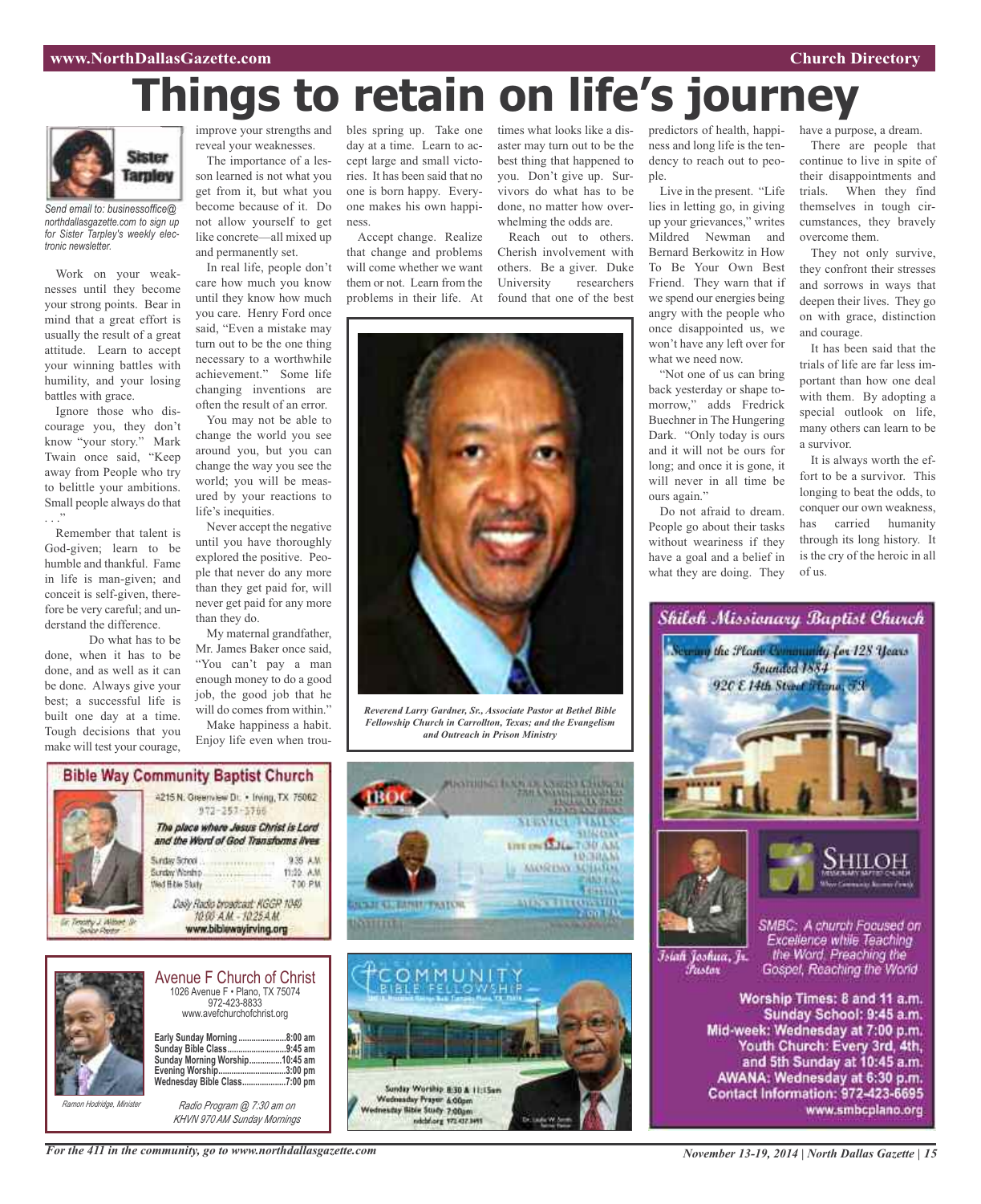# Things to retain on life's journey

Send email to: businessoffice@northdallasgazette.com to sign up for Sister Tarpley's weekly electronic newsletter.

Work on your weaknesses until they become your strong points. Bear in mind that a great effort is usually the result of a great attitude. Learn to accept your winning battles with humility, and your losing battles with grace.

Ignore those who discourage you, they don't know "your story." Mark Twain once said, "Keep away from People who try to belittle your ambitions. Small people always do that . . ."

Remember that talent is God-given; learn to be humble and thankful. Fame in life is man-given; and conceit is self-given, therefore be very careful; and understand the difference.

Do what has to be done, when it has to be done, and as well as it can be done. Always give your best; a successful life is built one day at a time. Tough decisions that you make will test your courage, improve your strengths and reveal your weaknesses.

The importance of a lesson learned is not what you get from it, but what you become because of it. Do not allow yourself to get like concrete—all mixed up and permanently set.

In real life, people don't care how much you know until they know how much you care. Henry Ford once said, "Even a mistake may turn out to be the one thing necessary to a worthwhile achievement." Some life changing inventions are often the result of an error.

You may not be able to change the world you see around you, but you can change the way you see the world; you will be measured by your reactions to life's inequities.

Never accept the negative until you have thoroughly explored the positive. People that never do any more than they get paid for, will never get paid for any more than they do.

My maternal grandfather, Mr. James Baker once said, "You can't pay a man enough money to do a good job, the good job that he will do comes from within."

Make happiness a habit. Enjoy life even when troubles spring up. Take one day at a time. Learn to accept large and small victories. It has been said that no one is born happy. Everyone makes his own happiness.

Accept change. Realize that change and problems will come whether we want them or not. Learn from the problems in their life. At times what looks like a disaster may turn out to be the best thing that happened to you. Don't give up. Survivors do what has to be done, no matter how overwhelming the odds are.

Reach out to others. Cherish involvement with others. Be a giver. Duke University researchers found that one of the best predictors of health, happiness and long life is the tendency to reach out to people.

Live in the present. "Life lies in letting go, in giving up your grievances," writes Mildred Newman and Bernard Berkowitz in How To Be Your Own Best Friend. They warn that if we spend our energies being angry with the people who once disappointed us, we won't have any left over for what we need now.

"Not one of us can bring back yesterday or shape tomorrow," adds Fredrick Buechner in The Hungering Dark. "Only today is ours and it will not be ours for long; and once it is gone, it will never in all time be ours again."

Do not afraid to dream. People go about their tasks without weariness if they have a goal and a belief in what they are doing. They have a purpose, a dream.

There are people that continue to live in spite of their disappointments and trials. When they find themselves in tough circumstances, they bravely overcome them.

They not only survive, they confront their stresses and sorrows in ways that deepen their lives. They go on with grace, distinction and courage.

It has been said that the trials of life are far less important than how one deal with them. By adopting a special outlook on life, many others can learn to be a survivor.

It is always worth the effort to be a survivor. This longing to beat the odds, to conquer our own weakness, has carried humanity through its long history. It is the cry of the heroic in all of us.

*Reverend Larry Gardner, Sr., Associate Pastor at Bethel Bible Fellowship Church in Carrollton, Texas; and the Evangelism and Outreach in Prison Ministry*

## Bible Way Community Baptist Church

4215 N. Greenview Dr. • Irving, TX 75062
972-257-3766

*The place where Jesus Christ is Lord and the Word of God Transforms lives*

| | |
|---|---|
| Sunday School | 9:35 A.M. |
| Sunday Worship | 11:00 A.M. |
| Wed Bible Study | 7:00 PM |

Daily Radio broadcast: KGGR 1040 10:00 A.M. - 10:25 A.M.
www.biblewayirving.org

Dr. Timothy J. Wilbert, Sr. Senior Pastor

## Avenue F Church of Christ

1026 Avenue F • Plano, TX 75074
972-423-8833
www.avefchurchofchrist.org

| | |
|---|---|
| **Early Sunday Morning** | **8:00 am** |
| **Sunday Bible Class** | **9:45 am** |
| **Sunday Morning Worship** | **10:45 am** |
| **Evening Worship** | **3:00 pm** |
| **Wednesday Bible Class** | **7:00 pm** |

*Ramon Hodridge, Minister*

*Radio Program @ 7:30 am on KHVN 970 AM Sunday Mornings*

## Community Bible Fellowship

Sunday Worship 8:30 & 11:15am
Wednesday Prayer 6:00pm
Wednesday Bible Study 7:00pm

## Shiloh Missionary Baptist Church

Serving the Plano Community for 128 Years
Founded 1884
920 E 14th Street Plano, TX

Isiah Joshua, Jr. Pastor

SMBC: A church Focused on Excellence while Teaching the Word, Preaching the Gospel, Reaching the World

**Worship Times: 8 and 11 a.m.**
**Sunday School: 9:45 a.m.**
**Mid-week: Wednesday at 7:00 p.m.**
**Youth Church: Every 3rd, 4th, and 5th Sunday at 10:45 a.m.**
**AWANA: Wednesday at 6:30 p.m.**
**Contact Information: 972-423-6695**
**www.smbcplano.org**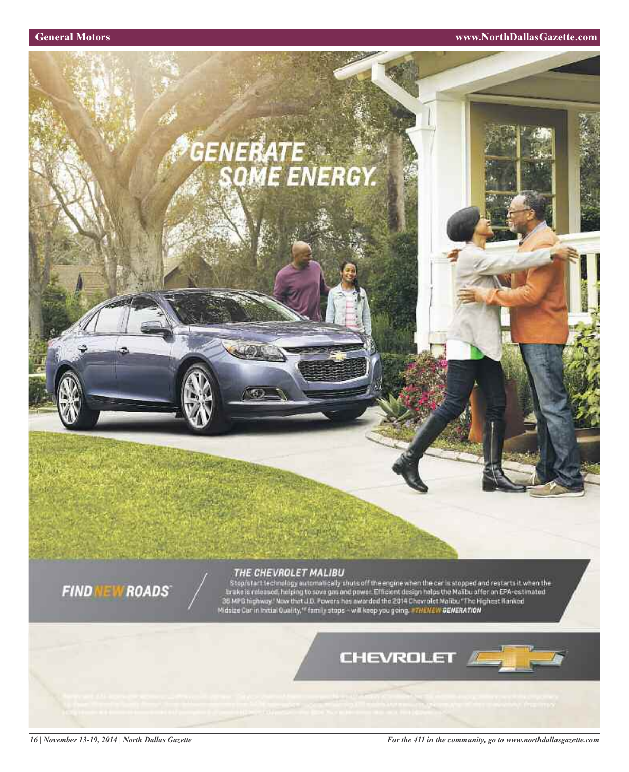# GENERATE SOME ENERGY.

**FIND NEW ROADS**

### THE CHEVROLET MALIBU

Stop/start technology automatically shuts off the engine when the car is stopped and restarts it when the brake is released, helping to save gas and power. Efficient design helps the Malibu offer an EPA-estimated 36 MPG highway.[1] Now that J.D. Powers has awarded the 2014 Chevrolet Malibu "The Highest Ranked Midsize Car in Initial Quality,"[††] family stops – will keep you going. #THENEW GENERATION

**CHEVROLET**